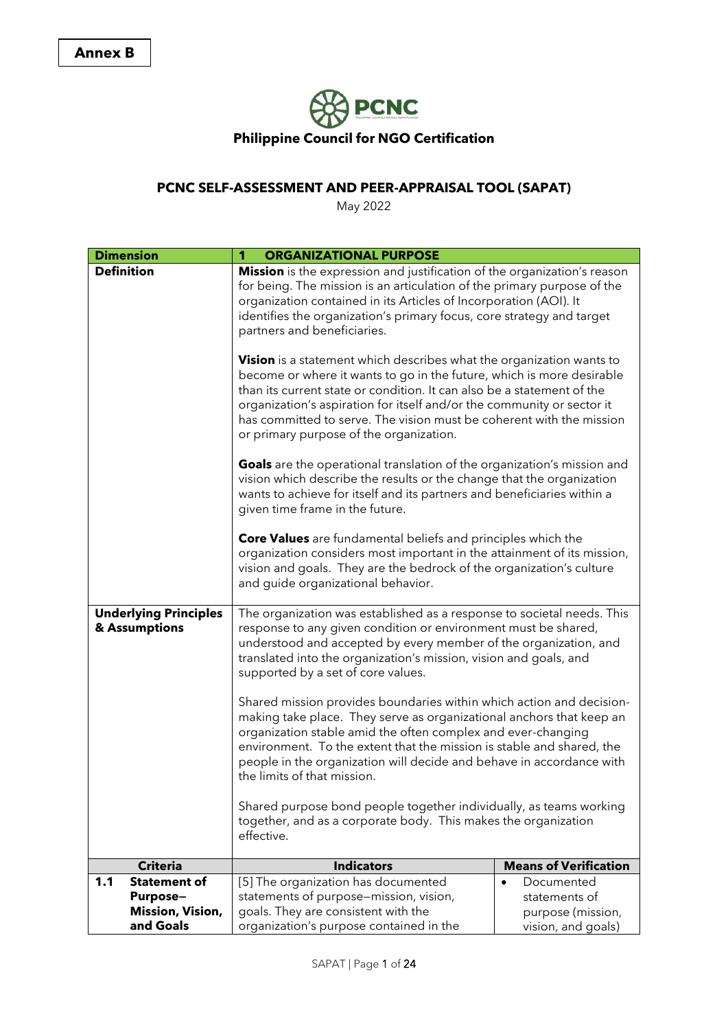**Annex B**

**Philippine Council for NGO Certification**

## PCNC SELF-ASSESSMENT AND PEER-APPRAISAL TOOL (SAPAT)

May 2022

| **Dimension** | **1 ORGANIZATIONAL PURPOSE** | |
|---|---|---|
| **Definition** | **Mission** is the expression and justification of the organization's reason for being. The mission is an articulation of the primary purpose of the organization contained in its Articles of Incorporation (AOI). It identifies the organization's primary focus, core strategy and target partners and beneficiaries.<br><br>**Vision** is a statement which describes what the organization wants to become or where it wants to go in the future, which is more desirable than its current state or condition. It can also be a statement of the organization's aspiration for itself and/or the community or sector it has committed to serve. The vision must be coherent with the mission or primary purpose of the organization.<br><br>**Goals** are the operational translation of the organization's mission and vision which describe the results or the change that the organization wants to achieve for itself and its partners and beneficiaries within a given time frame in the future.<br><br>**Core Values** are fundamental beliefs and principles which the organization considers most important in the attainment of its mission, vision and goals. They are the bedrock of the organization's culture and guide organizational behavior. | |
| **Underlying Principles & Assumptions** | The organization was established as a response to societal needs. This response to any given condition or environment must be shared, understood and accepted by every member of the organization, and translated into the organization's mission, vision and goals, and supported by a set of core values.<br><br>Shared mission provides boundaries within which action and decision-making take place. They serve as organizational anchors that keep an organization stable amid the often complex and ever-changing environment. To the extent that the mission is stable and shared, the people in the organization will decide and behave in accordance with the limits of that mission.<br><br>Shared purpose bond people together individually, as teams working together, and as a corporate body. This makes the organization effective. | |
| **Criteria** | **Indicators** | **Means of Verification** |
| **1.1 Statement of Purpose– Mission, Vision, and Goals** | [5] The organization has documented statements of purpose–mission, vision, goals. They are consistent with the organization's purpose contained in the | • Documented statements of purpose (mission, vision, and goals) |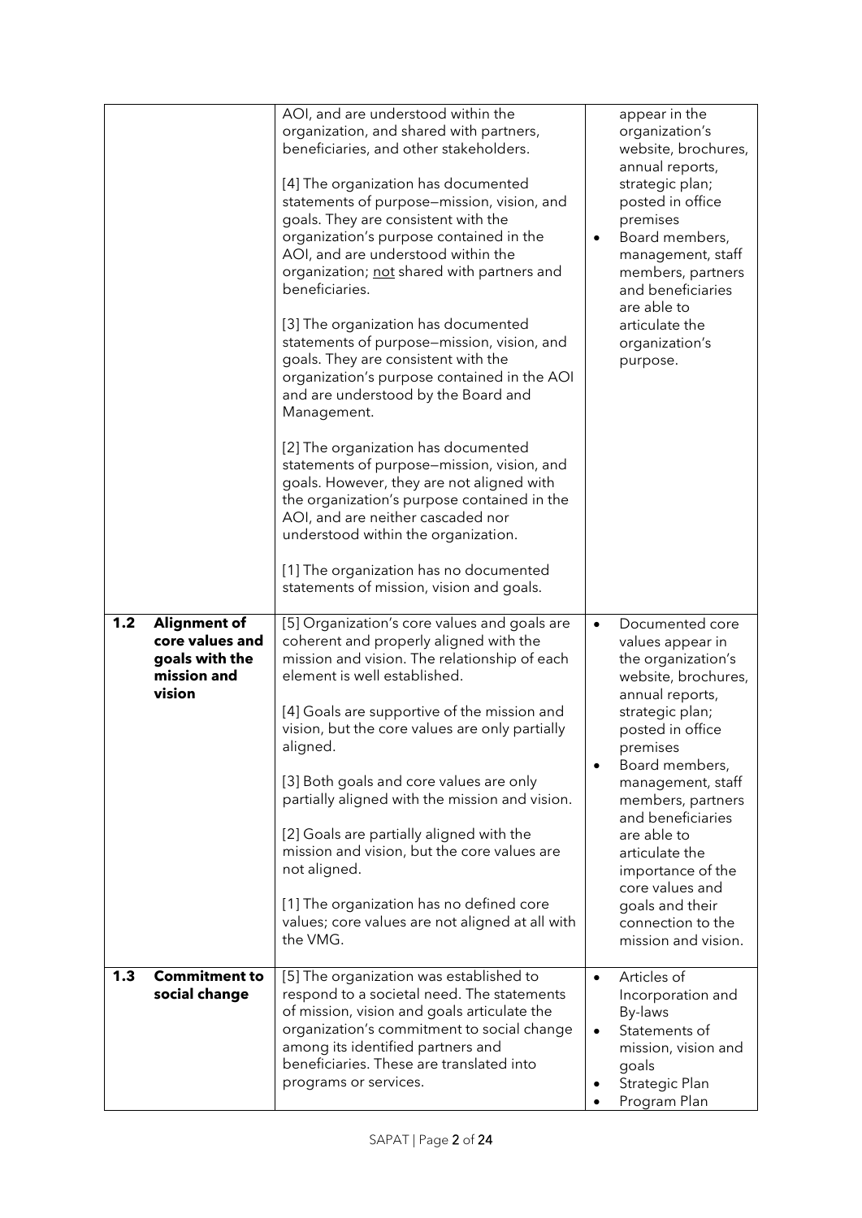| | | | |
|---|---|---|---|
| | | AOI, and are understood within the organization, and shared with partners, beneficiaries, and other stakeholders.<br><br>[4] The organization has documented statements of purpose—mission, vision, and goals. They are consistent with the organization's purpose contained in the AOI, and are understood within the organization; not shared with partners and beneficiaries.<br><br>[3] The organization has documented statements of purpose—mission, vision, and goals. They are consistent with the organization's purpose contained in the AOI and are understood by the Board and Management.<br><br>[2] The organization has documented statements of purpose—mission, vision, and goals. However, they are not aligned with the organization's purpose contained in the AOI, and are neither cascaded nor understood within the organization.<br><br>[1] The organization has no documented statements of mission, vision and goals. | appear in the organization's website, brochures, annual reports, strategic plan; posted in office premises<br>• Board members, management, staff members, partners and beneficiaries are able to articulate the organization's purpose. |
| **1.2** | **Alignment of core values and goals with the mission and vision** | [5] Organization's core values and goals are coherent and properly aligned with the mission and vision. The relationship of each element is well established.<br><br>[4] Goals are supportive of the mission and vision, but the core values are only partially aligned.<br><br>[3] Both goals and core values are only partially aligned with the mission and vision.<br><br>[2] Goals are partially aligned with the mission and vision, but the core values are not aligned.<br><br>[1] The organization has no defined core values; core values are not aligned at all with the VMG. | • Documented core values appear in the organization's website, brochures, annual reports, strategic plan; posted in office premises<br>• Board members, management, staff members, partners and beneficiaries are able to articulate the importance of the core values and goals and their connection to the mission and vision. |
| **1.3** | **Commitment to social change** | [5] The organization was established to respond to a societal need. The statements of mission, vision and goals articulate the organization's commitment to social change among its identified partners and beneficiaries. These are translated into programs or services. | • Articles of Incorporation and By-laws<br>• Statements of mission, vision and goals<br>• Strategic Plan<br>• Program Plan |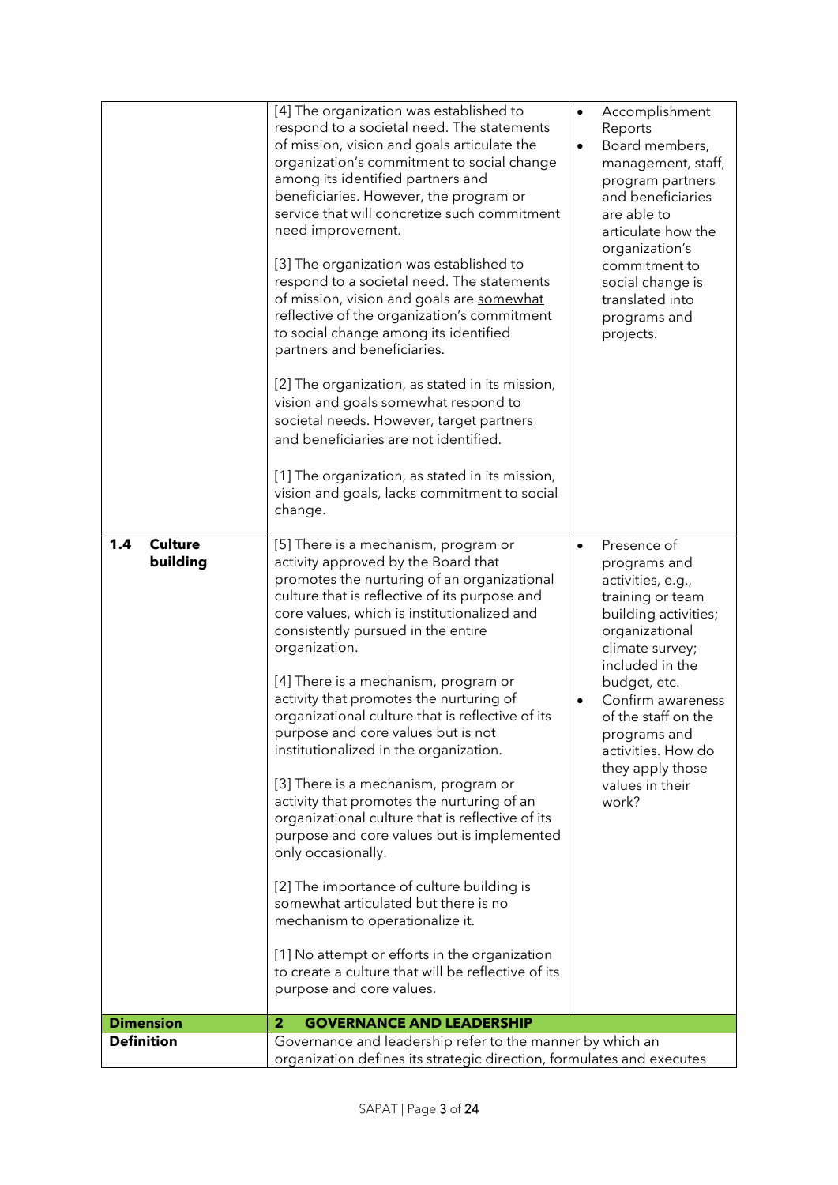| | | |
|---|---|---|
| | [4] The organization was established to respond to a societal need. The statements of mission, vision and goals articulate the organization's commitment to social change among its identified partners and beneficiaries. However, the program or service that will concretize such commitment need improvement.<br><br>[3] The organization was established to respond to a societal need. The statements of mission, vision and goals are <u>somewhat reflective</u> of the organization's commitment to social change among its identified partners and beneficiaries.<br><br>[2] The organization, as stated in its mission, vision and goals somewhat respond to societal needs. However, target partners and beneficiaries are not identified.<br><br>[1] The organization, as stated in its mission, vision and goals, lacks commitment to social change. | • Accomplishment Reports<br>• Board members, management, staff, program partners and beneficiaries are able to articulate how the organization's commitment to social change is translated into programs and projects. |
| **1.4 Culture building** | [5] There is a mechanism, program or activity approved by the Board that promotes the nurturing of an organizational culture that is reflective of its purpose and core values, which is institutionalized and consistently pursued in the entire organization.<br><br>[4] There is a mechanism, program or activity that promotes the nurturing of organizational culture that is reflective of its purpose and core values but is not institutionalized in the organization.<br><br>[3] There is a mechanism, program or activity that promotes the nurturing of an organizational culture that is reflective of its purpose and core values but is implemented only occasionally.<br><br>[2] The importance of culture building is somewhat articulated but there is no mechanism to operationalize it.<br><br>[1] No attempt or efforts in the organization to create a culture that will be reflective of its purpose and core values. | • Presence of programs and activities, e.g., training or team building activities; organizational climate survey; included in the budget, etc.<br>• Confirm awareness of the staff on the programs and activities. How do they apply those values in their work? |
| **Dimension** | **2 GOVERNANCE AND LEADERSHIP** | |
| **Definition** | Governance and leadership refer to the manner by which an organization defines its strategic direction, formulates and executes | |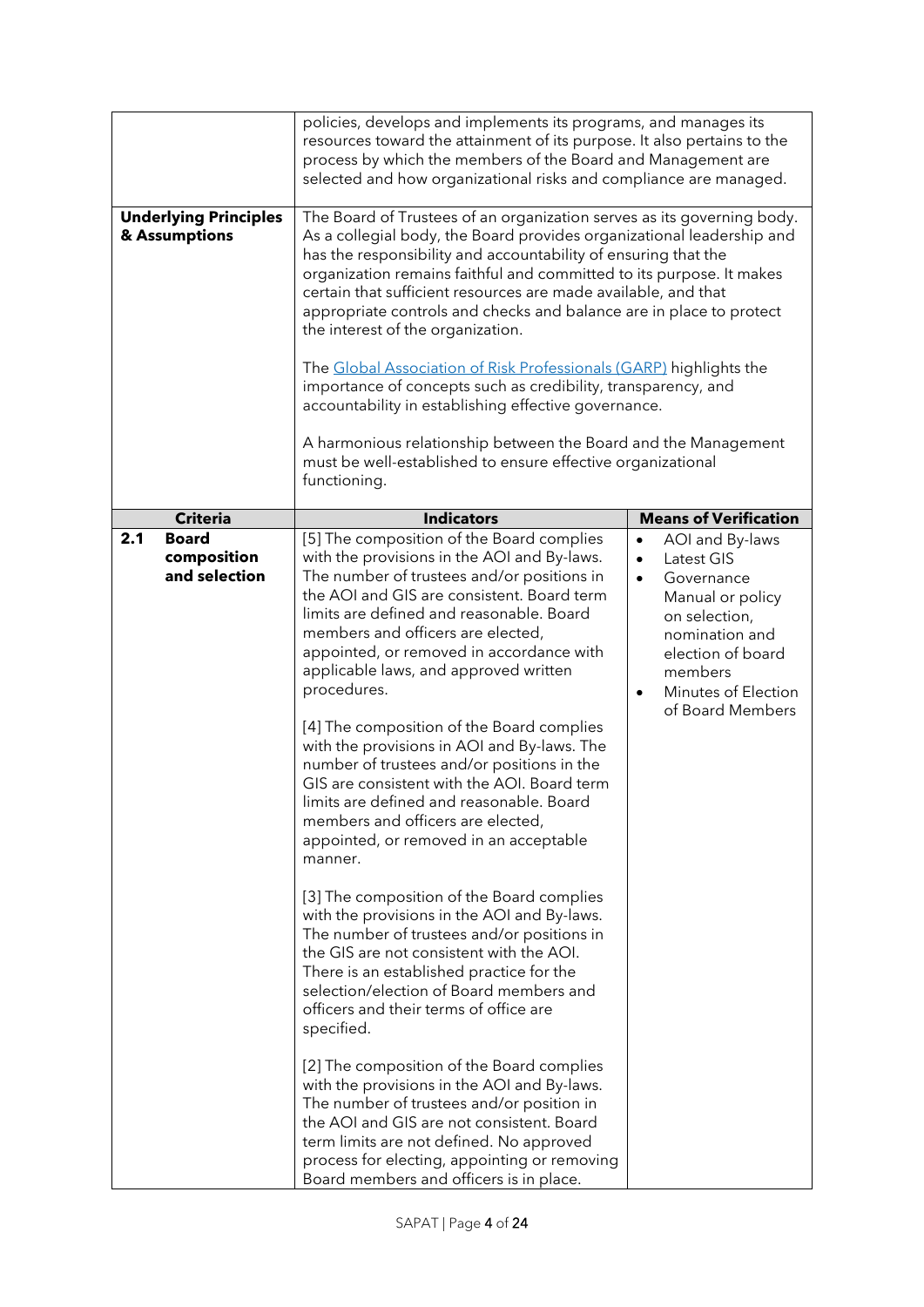| | | |
|---|---|---|
| | policies, develops and implements its programs, and manages its resources toward the attainment of its purpose. It also pertains to the process by which the members of the Board and Management are selected and how organizational risks and compliance are managed. | |
| **Underlying Principles & Assumptions** | The Board of Trustees of an organization serves as its governing body. As a collegial body, the Board provides organizational leadership and has the responsibility and accountability of ensuring that the organization remains faithful and committed to its purpose. It makes certain that sufficient resources are made available, and that appropriate controls and checks and balance are in place to protect the interest of the organization.<br><br>The Global Association of Risk Professionals (GARP) highlights the importance of concepts such as credibility, transparency, and accountability in establishing effective governance.<br><br>A harmonious relationship between the Board and the Management must be well-established to ensure effective organizational functioning. | |
| **Criteria** | **Indicators** | **Means of Verification** |
| **2.1 Board composition and selection** | [5] The composition of the Board complies with the provisions in the AOI and By-laws. The number of trustees and/or positions in the AOI and GIS are consistent. Board term limits are defined and reasonable. Board members and officers are elected, appointed, or removed in accordance with applicable laws, and approved written procedures.<br><br>[4] The composition of the Board complies with the provisions in AOI and By-laws. The number of trustees and/or positions in the GIS are consistent with the AOI. Board term limits are defined and reasonable. Board members and officers are elected, appointed, or removed in an acceptable manner.<br><br>[3] The composition of the Board complies with the provisions in the AOI and By-laws. The number of trustees and/or positions in the GIS are not consistent with the AOI. There is an established practice for the selection/election of Board members and officers and their terms of office are specified.<br><br>[2] The composition of the Board complies with the provisions in the AOI and By-laws. The number of trustees and/or position in the AOI and GIS are not consistent. Board term limits are not defined. No approved process for electing, appointing or removing Board members and officers is in place. | • AOI and By-laws<br>• Latest GIS<br>• Governance Manual or policy on selection, nomination and election of board members<br>• Minutes of Election of Board Members |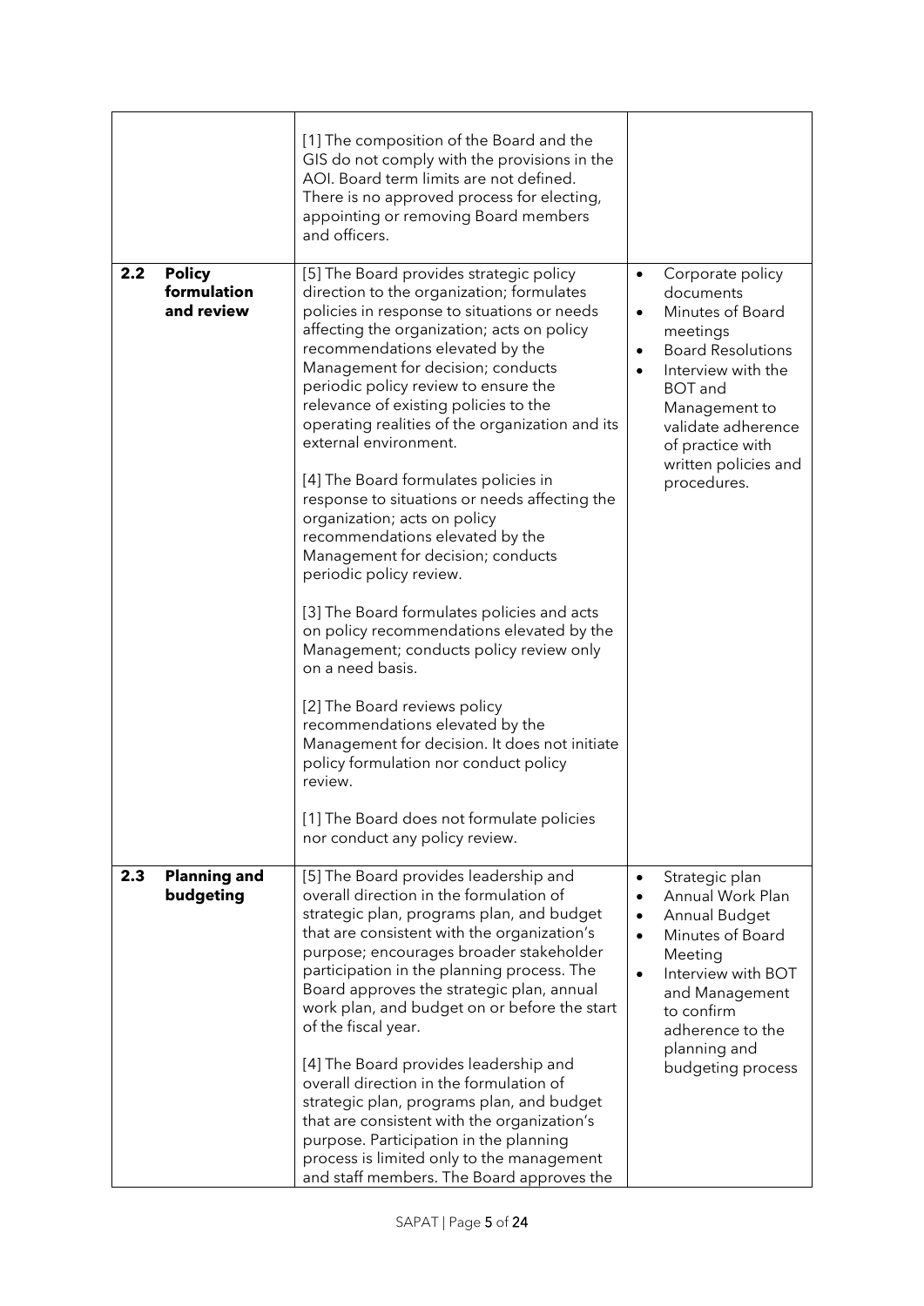| | | | |
|---|---|---|---|
| | | [1] The composition of the Board and the GIS do not comply with the provisions in the AOI. Board term limits are not defined. There is no approved process for electing, appointing or removing Board members and officers. | |
| **2.2** | **Policy formulation and review** | [5] The Board provides strategic policy direction to the organization; formulates policies in response to situations or needs affecting the organization; acts on policy recommendations elevated by the Management for decision; conducts periodic policy review to ensure the relevance of existing policies to the operating realities of the organization and its external environment.<br><br>[4] The Board formulates policies in response to situations or needs affecting the organization; acts on policy recommendations elevated by the Management for decision; conducts periodic policy review.<br><br>[3] The Board formulates policies and acts on policy recommendations elevated by the Management; conducts policy review only on a need basis.<br><br>[2] The Board reviews policy recommendations elevated by the Management for decision. It does not initiate policy formulation nor conduct policy review.<br><br>[1] The Board does not formulate policies nor conduct any policy review. | • Corporate policy documents<br>• Minutes of Board meetings<br>• Board Resolutions<br>• Interview with the BOT and Management to validate adherence of practice with written policies and procedures. |
| **2.3** | **Planning and budgeting** | [5] The Board provides leadership and overall direction in the formulation of strategic plan, programs plan, and budget that are consistent with the organization's purpose; encourages broader stakeholder participation in the planning process. The Board approves the strategic plan, annual work plan, and budget on or before the start of the fiscal year.<br><br>[4] The Board provides leadership and overall direction in the formulation of strategic plan, programs plan, and budget that are consistent with the organization's purpose. Participation in the planning process is limited only to the management and staff members. The Board approves the | • Strategic plan<br>• Annual Work Plan<br>• Annual Budget<br>• Minutes of Board Meeting<br>• Interview with BOT and Management to confirm adherence to the planning and budgeting process |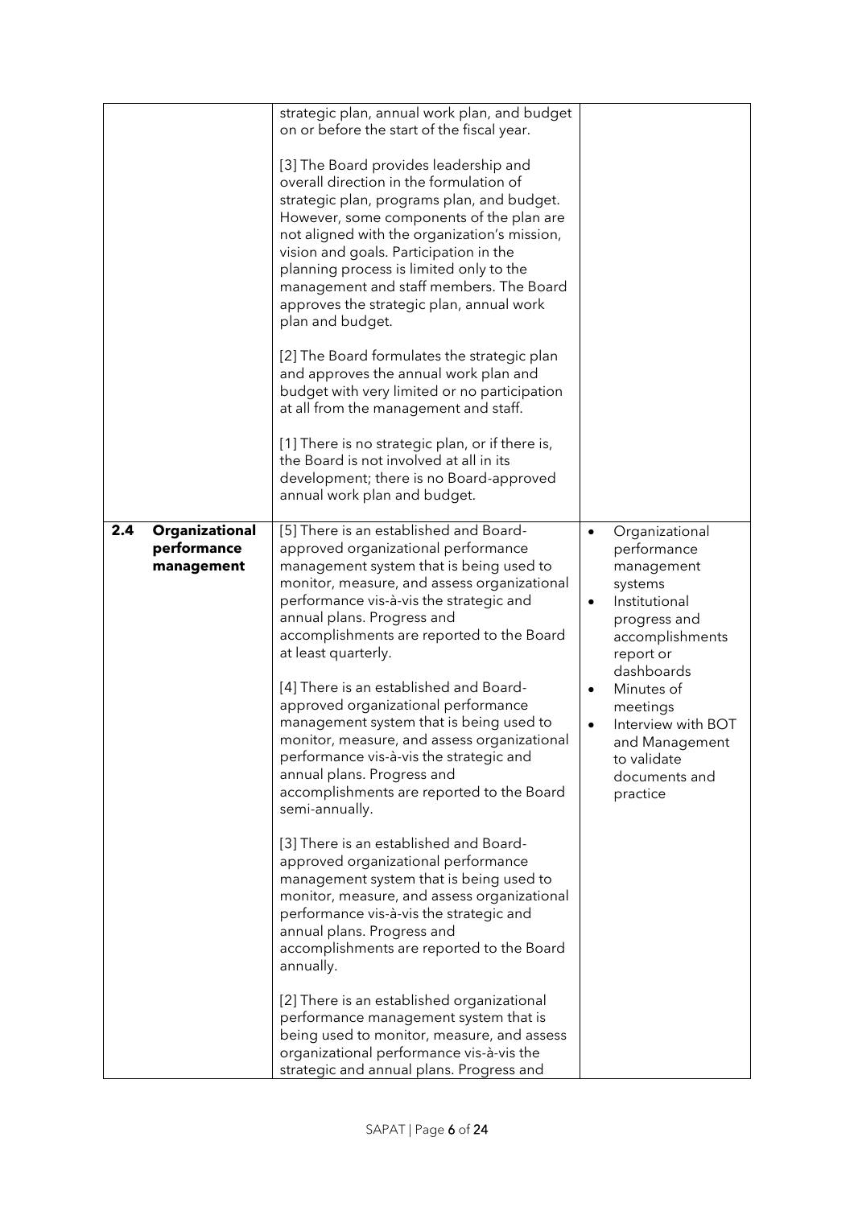| | | | |
|---|---|---|---|
| | | strategic plan, annual work plan, and budget on or before the start of the fiscal year.<br><br>[3] The Board provides leadership and overall direction in the formulation of strategic plan, programs plan, and budget. However, some components of the plan are not aligned with the organization's mission, vision and goals. Participation in the planning process is limited only to the management and staff members. The Board approves the strategic plan, annual work plan and budget.<br><br>[2] The Board formulates the strategic plan and approves the annual work plan and budget with very limited or no participation at all from the management and staff.<br><br>[1] There is no strategic plan, or if there is, the Board is not involved at all in its development; there is no Board-approved annual work plan and budget. | |
| **2.4** | **Organizational performance management** | [5] There is an established and Board-approved organizational performance management system that is being used to monitor, measure, and assess organizational performance vis-à-vis the strategic and annual plans. Progress and accomplishments are reported to the Board at least quarterly.<br><br>[4] There is an established and Board-approved organizational performance management system that is being used to monitor, measure, and assess organizational performance vis-à-vis the strategic and annual plans. Progress and accomplishments are reported to the Board semi-annually.<br><br>[3] There is an established and Board-approved organizational performance management system that is being used to monitor, measure, and assess organizational performance vis-à-vis the strategic and annual plans. Progress and accomplishments are reported to the Board annually.<br><br>[2] There is an established organizational performance management system that is being used to monitor, measure, and assess organizational performance vis-à-vis the strategic and annual plans. Progress and | • Organizational performance management systems<br>• Institutional progress and accomplishments report or dashboards<br>• Minutes of meetings<br>• Interview with BOT and Management to validate documents and practice |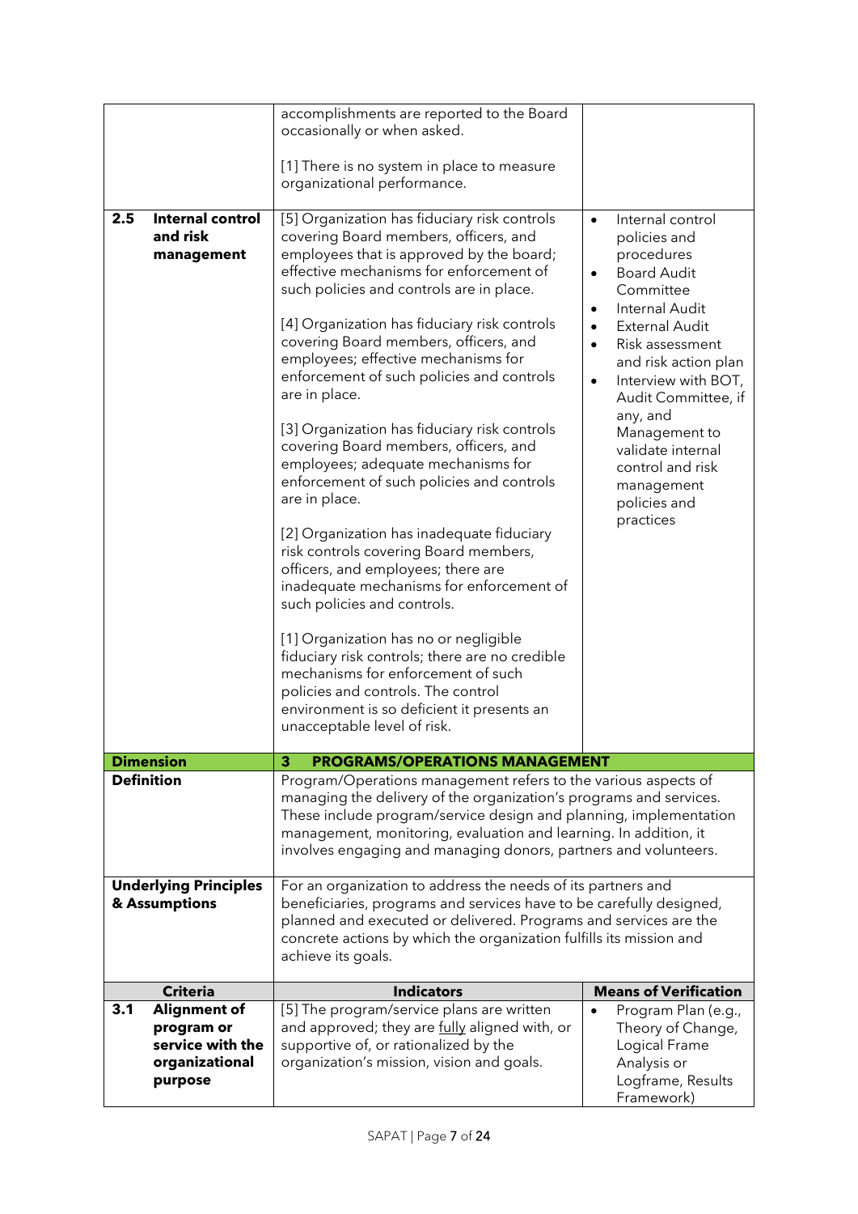| | | |
|---|---|---|
| | accomplishments are reported to the Board occasionally or when asked.<br><br>[1] There is no system in place to measure organizational performance. | |
| **2.5 Internal control and risk management** | [5] Organization has fiduciary risk controls covering Board members, officers, and employees that is approved by the board; effective mechanisms for enforcement of such policies and controls are in place.<br><br>[4] Organization has fiduciary risk controls covering Board members, officers, and employees; effective mechanisms for enforcement of such policies and controls are in place.<br><br>[3] Organization has fiduciary risk controls covering Board members, officers, and employees; adequate mechanisms for enforcement of such policies and controls are in place.<br><br>[2] Organization has inadequate fiduciary risk controls covering Board members, officers, and employees; there are inadequate mechanisms for enforcement of such policies and controls.<br><br>[1] Organization has no or negligible fiduciary risk controls; there are no credible mechanisms for enforcement of such policies and controls. The control environment is so deficient it presents an unacceptable level of risk. | • Internal control policies and procedures<br>• Board Audit Committee<br>• Internal Audit<br>• External Audit<br>• Risk assessment and risk action plan<br>• Interview with BOT, Audit Committee, if any, and Management to validate internal control and risk management policies and practices |

| | | |
|---|---|---|
| **Dimension** | **3 PROGRAMS/OPERATIONS MANAGEMENT** | |
| **Definition** | Program/Operations management refers to the various aspects of managing the delivery of the organization's programs and services. These include program/service design and planning, implementation management, monitoring, evaluation and learning. In addition, it involves engaging and managing donors, partners and volunteers. | |
| **Underlying Principles & Assumptions** | For an organization to address the needs of its partners and beneficiaries, programs and services have to be carefully designed, planned and executed or delivered. Programs and services are the concrete actions by which the organization fulfills its mission and achieve its goals. | |
| **Criteria** | **Indicators** | **Means of Verification** |
| **3.1 Alignment of program or service with the organizational purpose** | [5] The program/service plans are written and approved; they are fully aligned with, or supportive of, or rationalized by the organization's mission, vision and goals. | • Program Plan (e.g., Theory of Change, Logical Frame Analysis or Logframe, Results Framework) |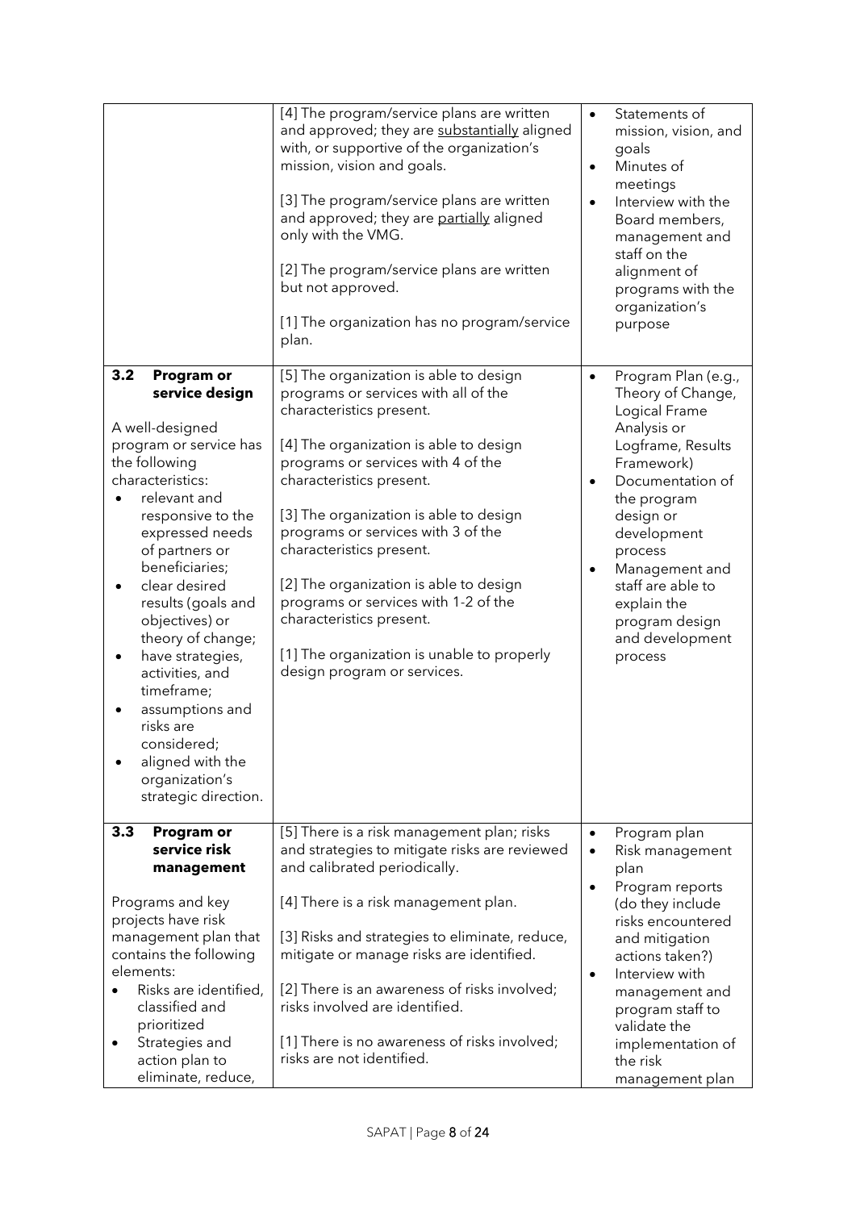| | | |
|---|---|---|
| | [4] The program/service plans are written and approved; they are substantially aligned with, or supportive of the organization's mission, vision and goals.<br><br>[3] The program/service plans are written and approved; they are partially aligned only with the VMG.<br><br>[2] The program/service plans are written but not approved.<br><br>[1] The organization has no program/service plan. | • Statements of mission, vision, and goals<br>• Minutes of meetings<br>• Interview with the Board members, management and staff on the alignment of programs with the organization's purpose |
| **3.2 Program or service design**<br><br>A well-designed program or service has the following characteristics:<br>• relevant and responsive to the expressed needs of partners or beneficiaries;<br>• clear desired results (goals and objectives) or theory of change;<br>• have strategies, activities, and timeframe;<br>• assumptions and risks are considered;<br>• aligned with the organization's strategic direction. | [5] The organization is able to design programs or services with all of the characteristics present.<br><br>[4] The organization is able to design programs or services with 4 of the characteristics present.<br><br>[3] The organization is able to design programs or services with 3 of the characteristics present.<br><br>[2] The organization is able to design programs or services with 1-2 of the characteristics present.<br><br>[1] The organization is unable to properly design program or services. | • Program Plan (e.g., Theory of Change, Logical Frame Analysis or Logframe, Results Framework)<br>• Documentation of the program design or development process<br>• Management and staff are able to explain the program design and development process |
| **3.3 Program or service risk management**<br><br>Programs and key projects have risk management plan that contains the following elements:<br>• Risks are identified, classified and prioritized<br>• Strategies and action plan to eliminate, reduce, | [5] There is a risk management plan; risks and strategies to mitigate risks are reviewed and calibrated periodically.<br><br>[4] There is a risk management plan.<br><br>[3] Risks and strategies to eliminate, reduce, mitigate or manage risks are identified.<br><br>[2] There is an awareness of risks involved; risks involved are identified.<br><br>[1] There is no awareness of risks involved; risks are not identified. | • Program plan<br>• Risk management plan<br>• Program reports (do they include risks encountered and mitigation actions taken?)<br>• Interview with management and program staff to validate the implementation of the risk management plan |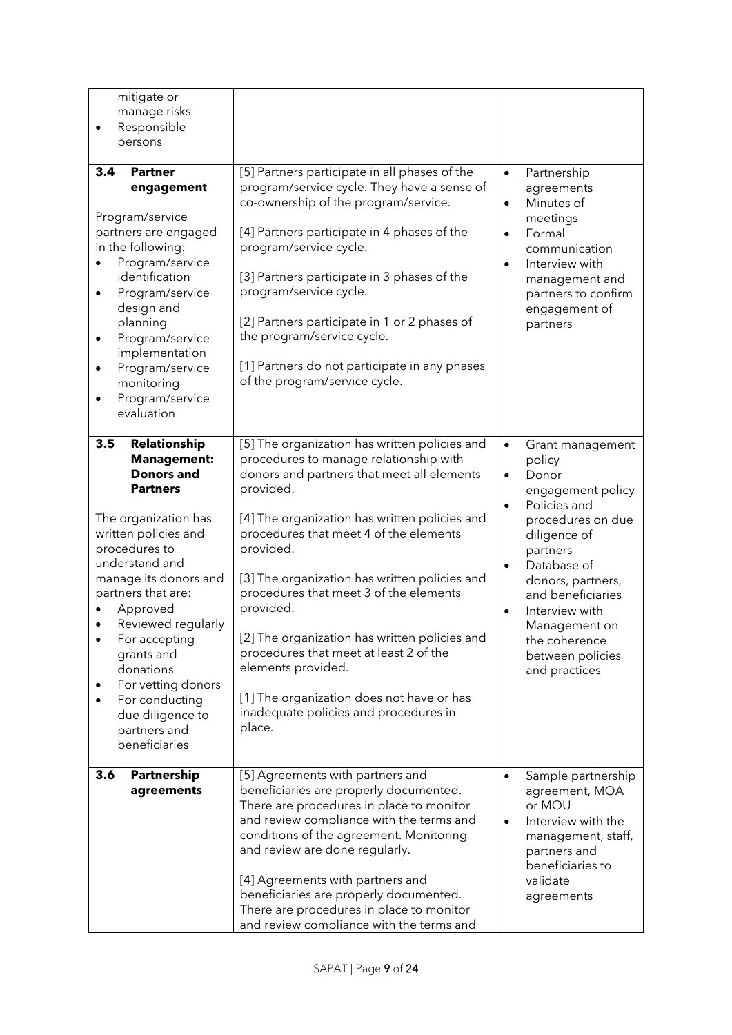| | | |
|---|---|---|
| mitigate or manage risks<br>• Responsible persons | | |
| **3.4 Partner engagement**<br><br>Program/service partners are engaged in the following:<br>• Program/service identification<br>• Program/service design and planning<br>• Program/service implementation<br>• Program/service monitoring<br>• Program/service evaluation | [5] Partners participate in all phases of the program/service cycle. They have a sense of co-ownership of the program/service.<br><br>[4] Partners participate in 4 phases of the program/service cycle.<br><br>[3] Partners participate in 3 phases of the program/service cycle.<br><br>[2] Partners participate in 1 or 2 phases of the program/service cycle.<br><br>[1] Partners do not participate in any phases of the program/service cycle. | • Partnership agreements<br>• Minutes of meetings<br>• Formal communication<br>• Interview with management and partners to confirm engagement of partners |
| **3.5 Relationship Management: Donors and Partners**<br><br>The organization has written policies and procedures to understand and manage its donors and partners that are:<br>• Approved<br>• Reviewed regularly<br>• For accepting grants and donations<br>• For vetting donors<br>• For conducting due diligence to partners and beneficiaries | [5] The organization has written policies and procedures to manage relationship with donors and partners that meet all elements provided.<br><br>[4] The organization has written policies and procedures that meet 4 of the elements provided.<br><br>[3] The organization has written policies and procedures that meet 3 of the elements provided.<br><br>[2] The organization has written policies and procedures that meet at least 2 of the elements provided.<br><br>[1] The organization does not have or has inadequate policies and procedures in place. | • Grant management policy<br>• Donor engagement policy<br>• Policies and procedures on due diligence of partners<br>• Database of donors, partners, and beneficiaries<br>• Interview with Management on the coherence between policies and practices |
| **3.6 Partnership agreements** | [5] Agreements with partners and beneficiaries are properly documented. There are procedures in place to monitor and review compliance with the terms and conditions of the agreement. Monitoring and review are done regularly.<br><br>[4] Agreements with partners and beneficiaries are properly documented. There are procedures in place to monitor and review compliance with the terms and | • Sample partnership agreement, MOA or MOU<br>• Interview with the management, staff, partners and beneficiaries to validate agreements |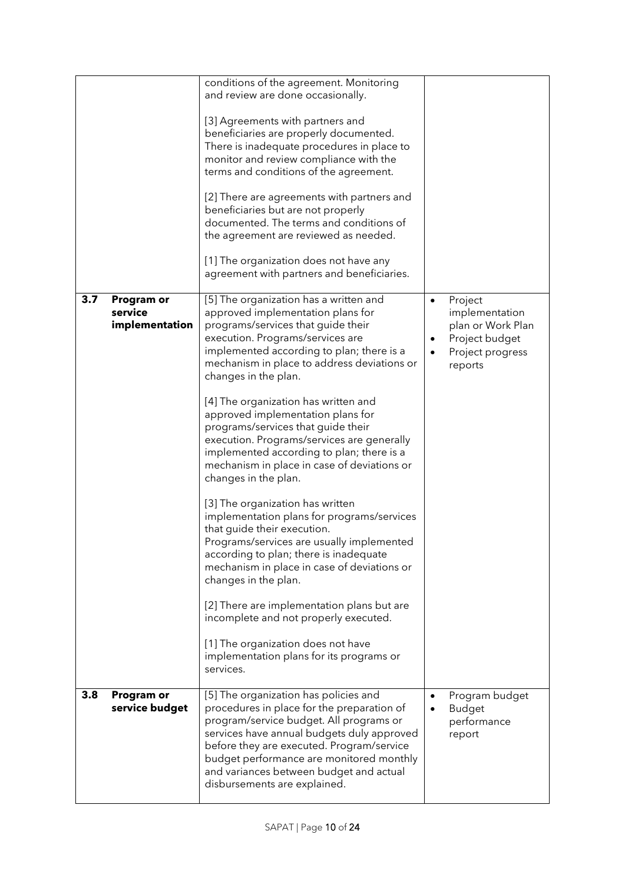| | | | |
|---|---|---|---|
| | | conditions of the agreement. Monitoring and review are done occasionally.<br><br>[3] Agreements with partners and beneficiaries are properly documented. There is inadequate procedures in place to monitor and review compliance with the terms and conditions of the agreement.<br><br>[2] There are agreements with partners and beneficiaries but are not properly documented. The terms and conditions of the agreement are reviewed as needed.<br><br>[1] The organization does not have any agreement with partners and beneficiaries. | |
| **3.7** | **Program or service implementation** | [5] The organization has a written and approved implementation plans for programs/services that guide their execution. Programs/services are implemented according to plan; there is a mechanism in place to address deviations or changes in the plan.<br><br>[4] The organization has written and approved implementation plans for programs/services that guide their execution. Programs/services are generally implemented according to plan; there is a mechanism in place in case of deviations or changes in the plan.<br><br>[3] The organization has written implementation plans for programs/services that guide their execution. Programs/services are usually implemented according to plan; there is inadequate mechanism in place in case of deviations or changes in the plan.<br><br>[2] There are implementation plans but are incomplete and not properly executed.<br><br>[1] The organization does not have implementation plans for its programs or services. | • Project implementation plan or Work Plan<br>• Project budget<br>• Project progress reports |
| **3.8** | **Program or service budget** | [5] The organization has policies and procedures in place for the preparation of program/service budget. All programs or services have annual budgets duly approved before they are executed. Program/service budget performance are monitored monthly and variances between budget and actual disbursements are explained. | • Program budget<br>• Budget performance report |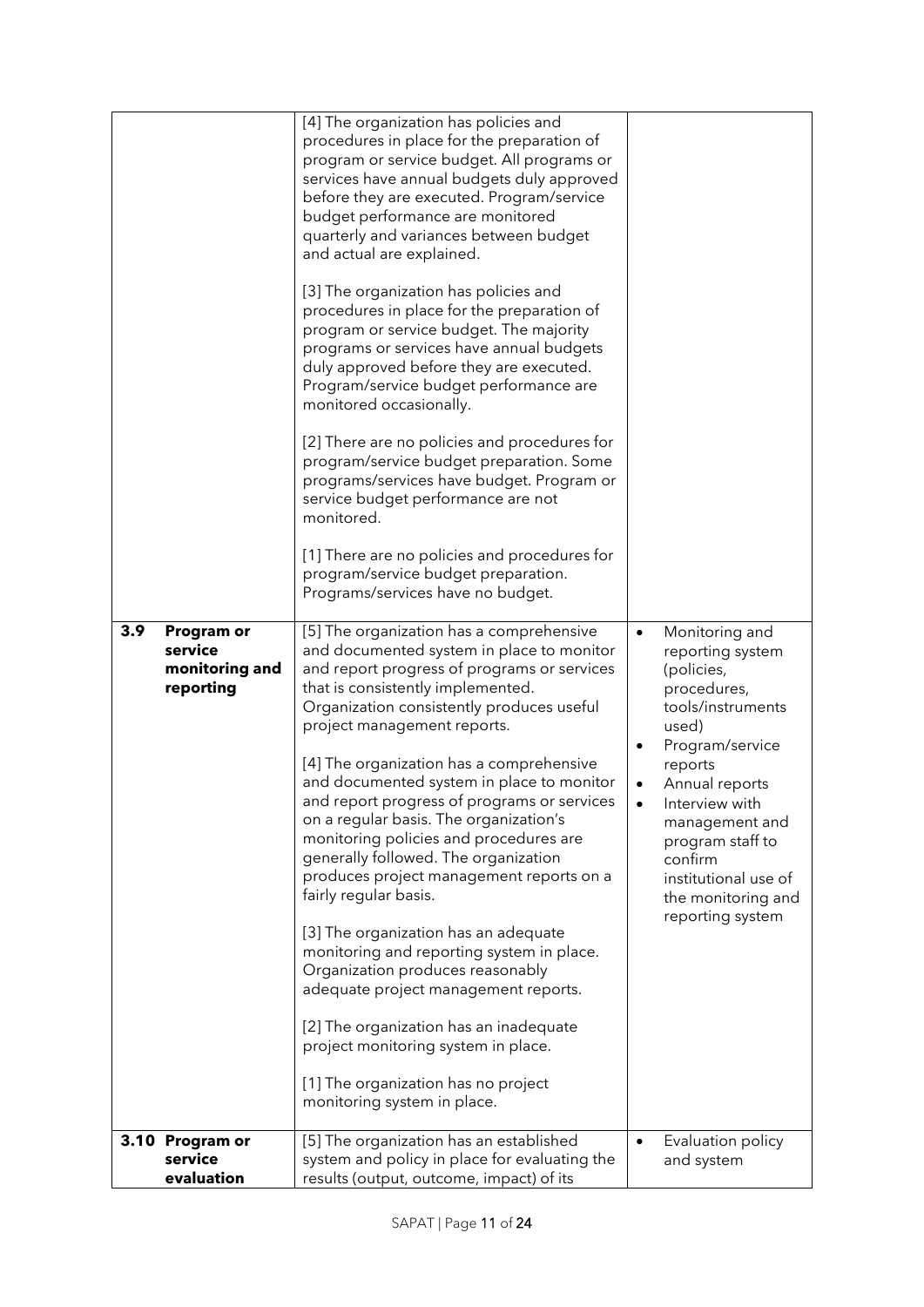| | | | |
|---|---|---|---|
| | | [4] The organization has policies and procedures in place for the preparation of program or service budget. All programs or services have annual budgets duly approved before they are executed. Program/service budget performance are monitored quarterly and variances between budget and actual are explained.<br><br>[3] The organization has policies and procedures in place for the preparation of program or service budget. The majority programs or services have annual budgets duly approved before they are executed. Program/service budget performance are monitored occasionally.<br><br>[2] There are no policies and procedures for program/service budget preparation. Some programs/services have budget. Program or service budget performance are not monitored.<br><br>[1] There are no policies and procedures for program/service budget preparation. Programs/services have no budget. | |
| **3.9** | **Program or service monitoring and reporting** | [5] The organization has a comprehensive and documented system in place to monitor and report progress of programs or services that is consistently implemented. Organization consistently produces useful project management reports.<br><br>[4] The organization has a comprehensive and documented system in place to monitor and report progress of programs or services on a regular basis. The organization's monitoring policies and procedures are generally followed. The organization produces project management reports on a fairly regular basis.<br><br>[3] The organization has an adequate monitoring and reporting system in place. Organization produces reasonably adequate project management reports.<br><br>[2] The organization has an inadequate project monitoring system in place.<br><br>[1] The organization has no project monitoring system in place. | • Monitoring and reporting system (policies, procedures, tools/instruments used)<br>• Program/service reports<br>• Annual reports<br>• Interview with management and program staff to confirm institutional use of the monitoring and reporting system |
| **3.10** | **Program or service evaluation** | [5] The organization has an established system and policy in place for evaluating the results (output, outcome, impact) of its | • Evaluation policy and system |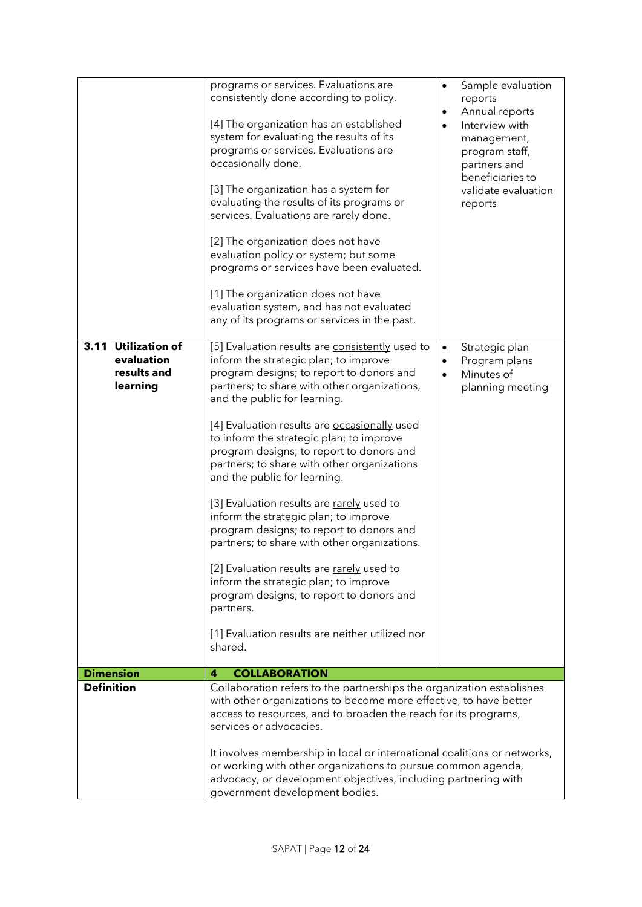| | | |
|---|---|---|
| | programs or services. Evaluations are consistently done according to policy.<br><br>[4] The organization has an established system for evaluating the results of its programs or services. Evaluations are occasionally done.<br><br>[3] The organization has a system for evaluating the results of its programs or services. Evaluations are rarely done.<br><br>[2] The organization does not have evaluation policy or system; but some programs or services have been evaluated.<br><br>[1] The organization does not have evaluation system, and has not evaluated any of its programs or services in the past. | • Sample evaluation reports<br>• Annual reports<br>• Interview with management, program staff, partners and beneficiaries to validate evaluation reports |
| **3.11 Utilization of evaluation results and learning** | [5] Evaluation results are <u>consistently</u> used to inform the strategic plan; to improve program designs; to report to donors and partners; to share with other organizations, and the public for learning.<br><br>[4] Evaluation results are <u>occasionally</u> used to inform the strategic plan; to improve program designs; to report to donors and partners; to share with other organizations and the public for learning.<br><br>[3] Evaluation results are <u>rarely</u> used to inform the strategic plan; to improve program designs; to report to donors and partners; to share with other organizations.<br><br>[2] Evaluation results are <u>rarely</u> used to inform the strategic plan; to improve program designs; to report to donors and partners.<br><br>[1] Evaluation results are neither utilized nor shared. | • Strategic plan<br>• Program plans<br>• Minutes of planning meeting |
| **Dimension** | **4 COLLABORATION** | |
| **Definition** | Collaboration refers to the partnerships the organization establishes with other organizations to become more effective, to have better access to resources, and to broaden the reach for its programs, services or advocacies.<br><br>It involves membership in local or international coalitions or networks, or working with other organizations to pursue common agenda, advocacy, or development objectives, including partnering with government development bodies. | |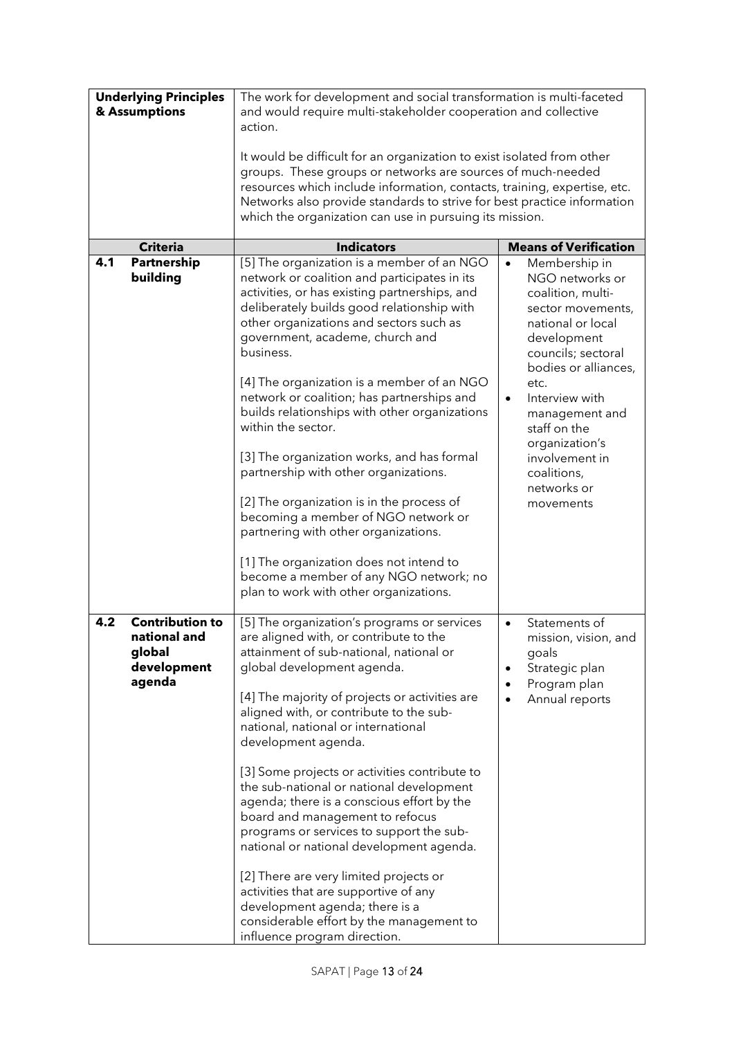| **Underlying Principles & Assumptions** | The work for development and social transformation is multi-faceted and would require multi-stakeholder cooperation and collective action.<br><br>It would be difficult for an organization to exist isolated from other groups. These groups or networks are sources of much-needed resources which include information, contacts, training, expertise, etc. Networks also provide standards to strive for best practice information which the organization can use in pursuing its mission. | |
|---|---|---|
| **Criteria** | **Indicators** | **Means of Verification** |
| **4.1 Partnership building** | [5] The organization is a member of an NGO network or coalition and participates in its activities, or has existing partnerships, and deliberately builds good relationship with other organizations and sectors such as government, academe, church and business.<br><br>[4] The organization is a member of an NGO network or coalition; has partnerships and builds relationships with other organizations within the sector.<br><br>[3] The organization works, and has formal partnership with other organizations.<br><br>[2] The organization is in the process of becoming a member of NGO network or partnering with other organizations.<br><br>[1] The organization does not intend to become a member of any NGO network; no plan to work with other organizations. | • Membership in NGO networks or coalition, multi-sector movements, national or local development councils; sectoral bodies or alliances, etc.<br>• Interview with management and staff on the organization's involvement in coalitions, networks or movements |
| **4.2 Contribution to national and global development agenda** | [5] The organization's programs or services are aligned with, or contribute to the attainment of sub-national, national or global development agenda.<br><br>[4] The majority of projects or activities are aligned with, or contribute to the sub-national, national or international development agenda.<br><br>[3] Some projects or activities contribute to the sub-national or national development agenda; there is a conscious effort by the board and management to refocus programs or services to support the sub-national or national development agenda.<br><br>[2] There are very limited projects or activities that are supportive of any development agenda; there is a considerable effort by the management to influence program direction. | • Statements of mission, vision, and goals<br>• Strategic plan<br>• Program plan<br>• Annual reports |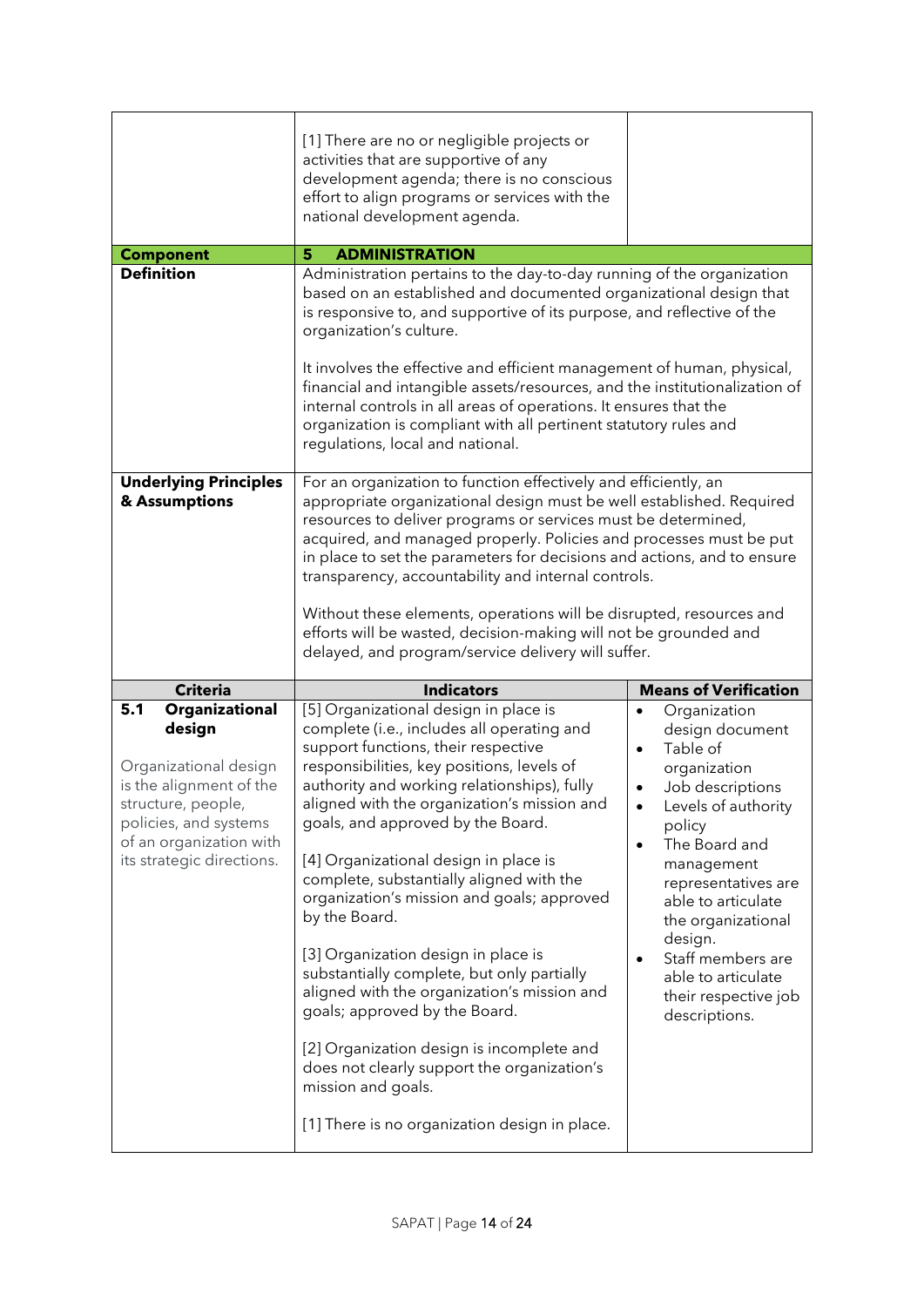| | | |
|---|---|---|
| | [1] There are no or negligible projects or activities that are supportive of any development agenda; there is no conscious effort to align programs or services with the national development agenda. | |
| **Component** | **5 ADMINISTRATION** | |
| **Definition** | Administration pertains to the day-to-day running of the organization based on an established and documented organizational design that is responsive to, and supportive of its purpose, and reflective of the organization's culture.<br><br>It involves the effective and efficient management of human, physical, financial and intangible assets/resources, and the institutionalization of internal controls in all areas of operations. It ensures that the organization is compliant with all pertinent statutory rules and regulations, local and national. | |
| **Underlying Principles & Assumptions** | For an organization to function effectively and efficiently, an appropriate organizational design must be well established. Required resources to deliver programs or services must be determined, acquired, and managed properly. Policies and processes must be put in place to set the parameters for decisions and actions, and to ensure transparency, accountability and internal controls.<br><br>Without these elements, operations will be disrupted, resources and efforts will be wasted, decision-making will not be grounded and delayed, and program/service delivery will suffer. | |
| **Criteria** | **Indicators** | **Means of Verification** |
| **5.1 Organizational design**<br><br>Organizational design is the alignment of the structure, people, policies, and systems of an organization with its strategic directions. | [5] Organizational design in place is complete (i.e., includes all operating and support functions, their respective responsibilities, key positions, levels of authority and working relationships), fully aligned with the organization's mission and goals, and approved by the Board.<br><br>[4] Organizational design in place is complete, substantially aligned with the organization's mission and goals; approved by the Board.<br><br>[3] Organization design in place is substantially complete, but only partially aligned with the organization's mission and goals; approved by the Board.<br><br>[2] Organization design is incomplete and does not clearly support the organization's mission and goals.<br><br>[1] There is no organization design in place. | • Organization design document<br>• Table of organization<br>• Job descriptions<br>• Levels of authority policy<br>• The Board and management representatives are able to articulate the organizational design.<br>• Staff members are able to articulate their respective job descriptions. |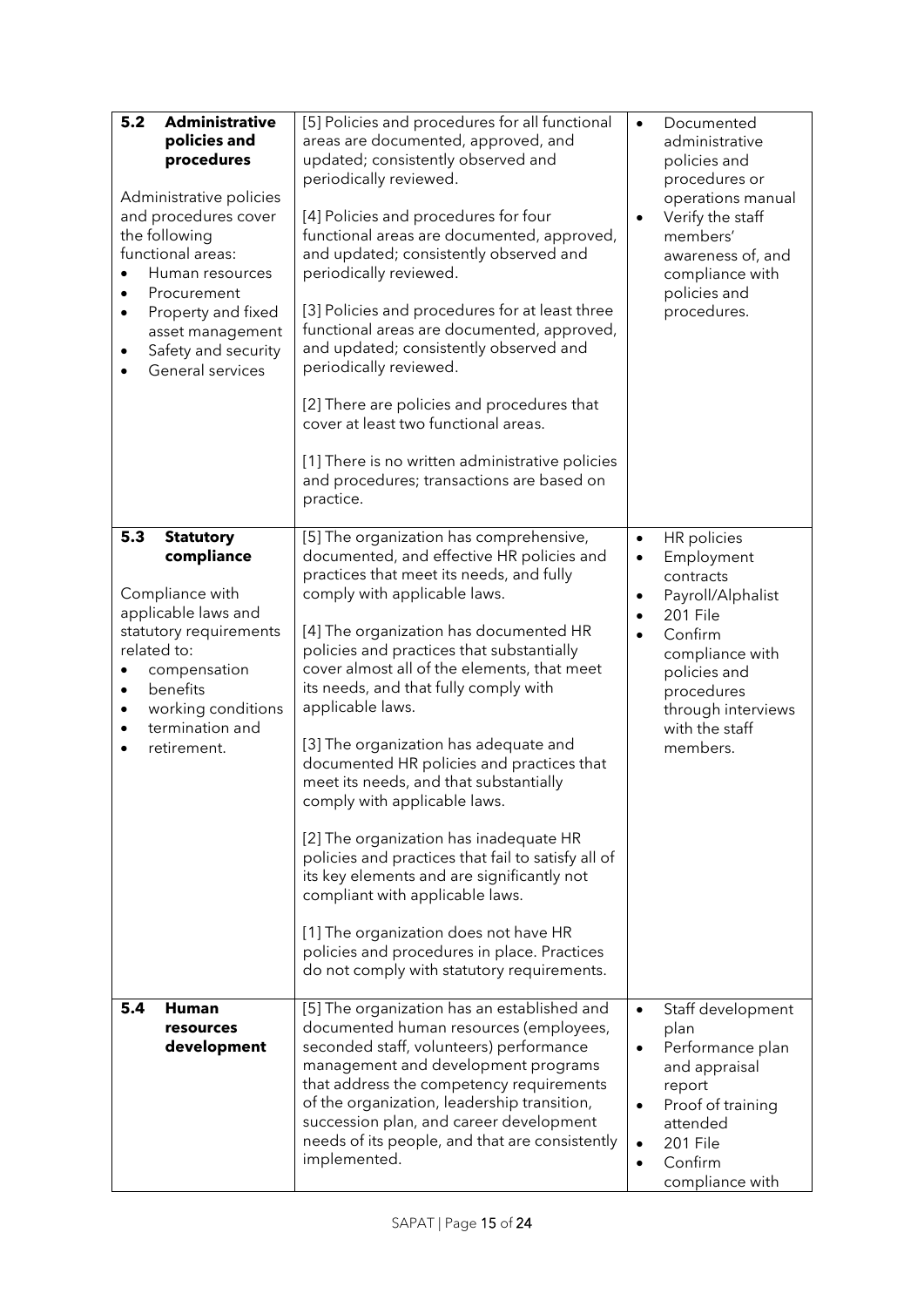| | | |
|---|---|---|
| **5.2 Administrative policies and procedures**<br><br>Administrative policies and procedures cover the following functional areas:<br>• Human resources<br>• Procurement<br>• Property and fixed asset management<br>• Safety and security<br>• General services | [5] Policies and procedures for all functional areas are documented, approved, and updated; consistently observed and periodically reviewed.<br><br>[4] Policies and procedures for four functional areas are documented, approved, and updated; consistently observed and periodically reviewed.<br><br>[3] Policies and procedures for at least three functional areas are documented, approved, and updated; consistently observed and periodically reviewed.<br><br>[2] There are policies and procedures that cover at least two functional areas.<br><br>[1] There is no written administrative policies and procedures; transactions are based on practice. | • Documented administrative policies and procedures or operations manual<br>• Verify the staff members' awareness of, and compliance with policies and procedures. |
| **5.3 Statutory compliance**<br><br>Compliance with applicable laws and statutory requirements related to:<br>• compensation<br>• benefits<br>• working conditions<br>• termination and<br>• retirement. | [5] The organization has comprehensive, documented, and effective HR policies and practices that meet its needs, and fully comply with applicable laws.<br><br>[4] The organization has documented HR policies and practices that substantially cover almost all of the elements, that meet its needs, and that fully comply with applicable laws.<br><br>[3] The organization has adequate and documented HR policies and practices that meet its needs, and that substantially comply with applicable laws.<br><br>[2] The organization has inadequate HR policies and practices that fail to satisfy all of its key elements and are significantly not compliant with applicable laws.<br><br>[1] The organization does not have HR policies and procedures in place. Practices do not comply with statutory requirements. | • HR policies<br>• Employment contracts<br>• Payroll/Alphalist<br>• 201 File<br>• Confirm compliance with policies and procedures through interviews with the staff members. |
| **5.4 Human resources development** | [5] The organization has an established and documented human resources (employees, seconded staff, volunteers) performance management and development programs that address the competency requirements of the organization, leadership transition, succession plan, and career development needs of its people, and that are consistently implemented. | • Staff development plan<br>• Performance plan and appraisal report<br>• Proof of training attended<br>• 201 File<br>• Confirm compliance with |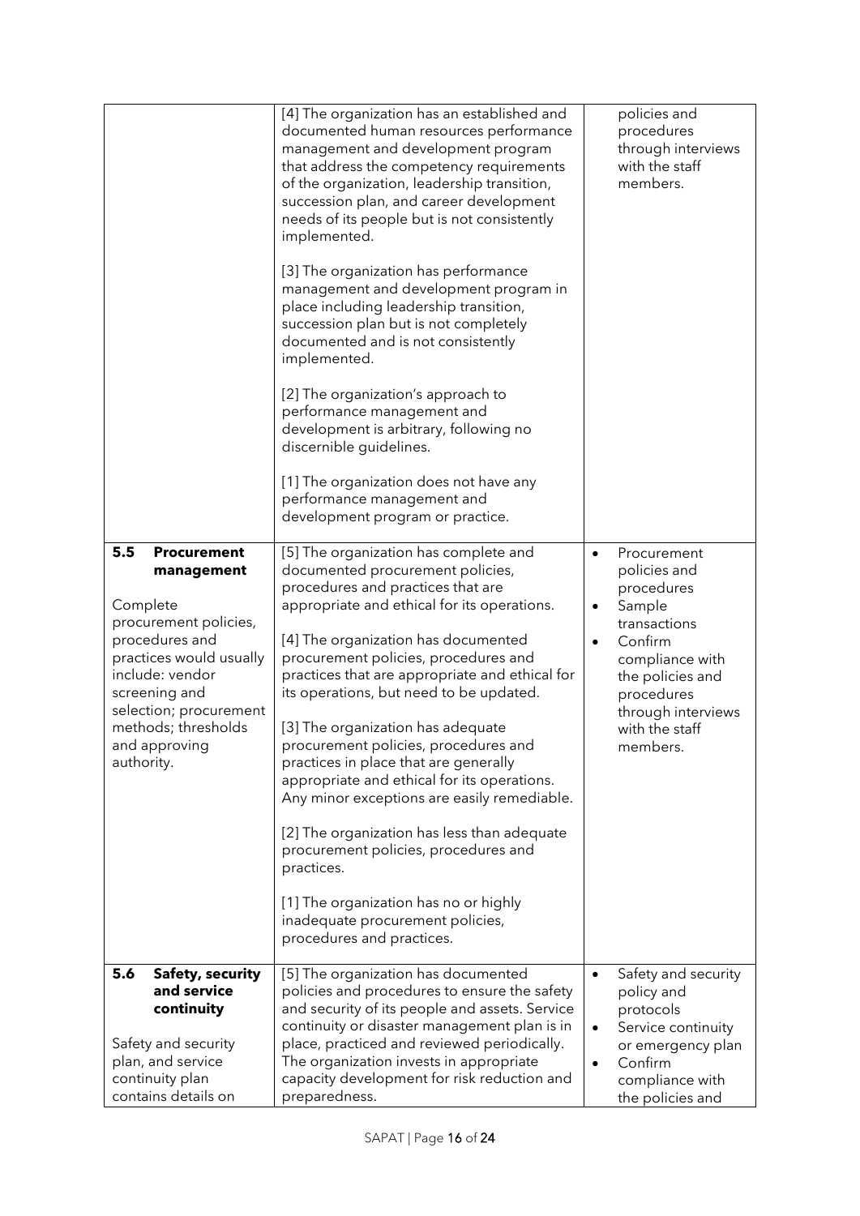|  |  |  |
|---|---|---|
|  | [4] The organization has an established and documented human resources performance management and development program that address the competency requirements of the organization, leadership transition, succession plan, and career development needs of its people but is not consistently implemented.<br><br>[3] The organization has performance management and development program in place including leadership transition, succession plan but is not completely documented and is not consistently implemented.<br><br>[2] The organization's approach to performance management and development is arbitrary, following no discernible guidelines.<br><br>[1] The organization does not have any performance management and development program or practice. | policies and procedures through interviews with the staff members. |
| **5.5 Procurement management**<br><br>Complete procurement policies, procedures and practices would usually include: vendor screening and selection; procurement methods; thresholds and approving authority. | [5] The organization has complete and documented procurement policies, procedures and practices that are appropriate and ethical for its operations.<br><br>[4] The organization has documented procurement policies, procedures and practices that are appropriate and ethical for its operations, but need to be updated.<br><br>[3] The organization has adequate procurement policies, procedures and practices in place that are generally appropriate and ethical for its operations. Any minor exceptions are easily remediable.<br><br>[2] The organization has less than adequate procurement policies, procedures and practices.<br><br>[1] The organization has no or highly inadequate procurement policies, procedures and practices. | • Procurement policies and procedures<br>• Sample transactions<br>• Confirm compliance with the policies and procedures through interviews with the staff members. |
| **5.6 Safety, security and service continuity**<br><br>Safety and security plan, and service continuity plan contains details on | [5] The organization has documented policies and procedures to ensure the safety and security of its people and assets. Service continuity or disaster management plan is in place, practiced and reviewed periodically. The organization invests in appropriate capacity development for risk reduction and preparedness. | • Safety and security policy and protocols<br>• Service continuity or emergency plan<br>• Confirm compliance with the policies and |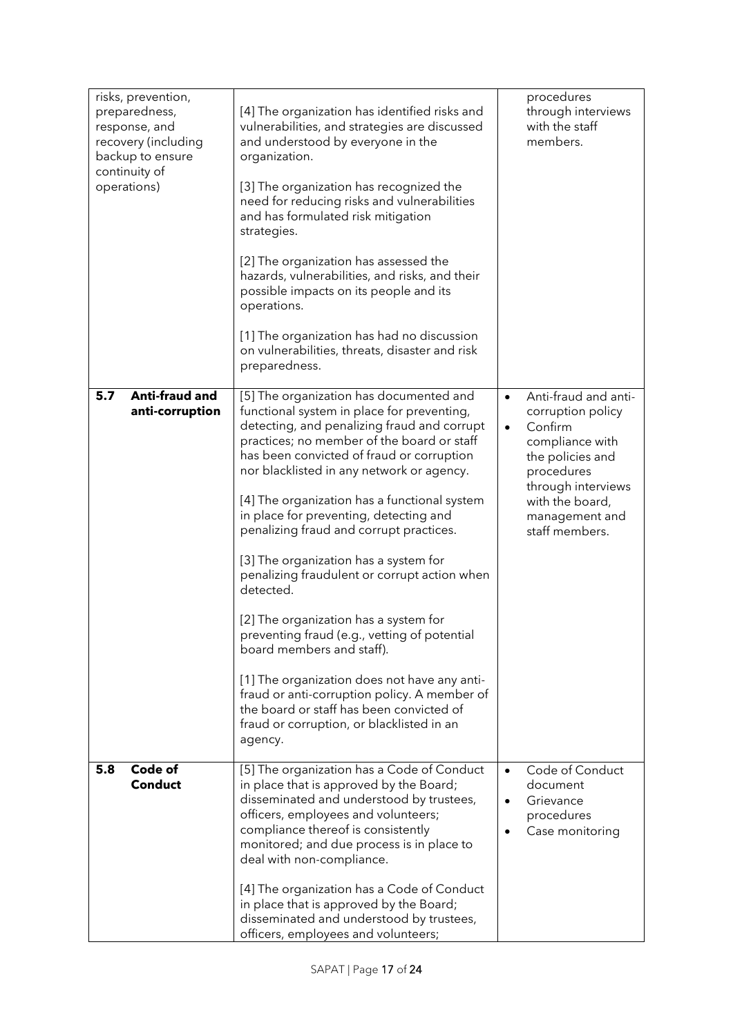| | | |
|---|---|---|
| risks, prevention, preparedness, response, and recovery (including backup to ensure continuity of operations) | [4] The organization has identified risks and vulnerabilities, and strategies are discussed and understood by everyone in the organization.<br><br>[3] The organization has recognized the need for reducing risks and vulnerabilities and has formulated risk mitigation strategies.<br><br>[2] The organization has assessed the hazards, vulnerabilities, and risks, and their possible impacts on its people and its operations.<br><br>[1] The organization has had no discussion on vulnerabilities, threats, disaster and risk preparedness. | procedures through interviews with the staff members. |
| **5.7 Anti-fraud and anti-corruption** | [5] The organization has documented and functional system in place for preventing, detecting, and penalizing fraud and corrupt practices; no member of the board or staff has been convicted of fraud or corruption nor blacklisted in any network or agency.<br><br>[4] The organization has a functional system in place for preventing, detecting and penalizing fraud and corrupt practices.<br><br>[3] The organization has a system for penalizing fraudulent or corrupt action when detected.<br><br>[2] The organization has a system for preventing fraud (e.g., vetting of potential board members and staff).<br><br>[1] The organization does not have any anti-fraud or anti-corruption policy. A member of the board or staff has been convicted of fraud or corruption, or blacklisted in an agency. | • Anti-fraud and anti-corruption policy<br>• Confirm compliance with the policies and procedures through interviews with the board, management and staff members. |
| **5.8 Code of Conduct** | [5] The organization has a Code of Conduct in place that is approved by the Board; disseminated and understood by trustees, officers, employees and volunteers; compliance thereof is consistently monitored; and due process is in place to deal with non-compliance.<br><br>[4] The organization has a Code of Conduct in place that is approved by the Board; disseminated and understood by trustees, officers, employees and volunteers; | • Code of Conduct document<br>• Grievance procedures<br>• Case monitoring |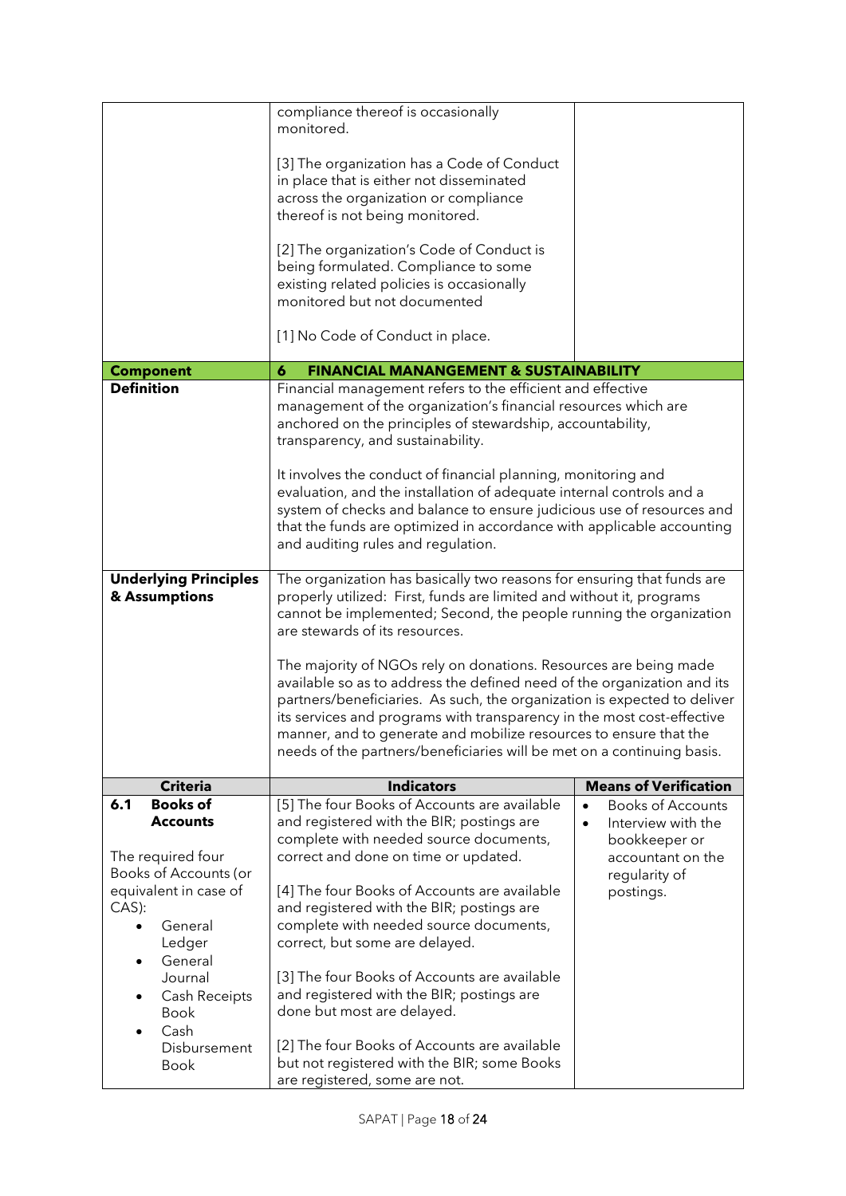| | | |
|---|---|---|
| | compliance thereof is occasionally monitored.<br><br>[3] The organization has a Code of Conduct in place that is either not disseminated across the organization or compliance thereof is not being monitored.<br><br>[2] The organization's Code of Conduct is being formulated. Compliance to some existing related policies is occasionally monitored but not documented<br><br>[1] No Code of Conduct in place. | |
| **Component** | **6 FINANCIAL MANANGEMENT & SUSTAINABILITY** | |
| **Definition** | Financial management refers to the efficient and effective management of the organization's financial resources which are anchored on the principles of stewardship, accountability, transparency, and sustainability.<br><br>It involves the conduct of financial planning, monitoring and evaluation, and the installation of adequate internal controls and a system of checks and balance to ensure judicious use of resources and that the funds are optimized in accordance with applicable accounting and auditing rules and regulation. | |
| **Underlying Principles & Assumptions** | The organization has basically two reasons for ensuring that funds are properly utilized: First, funds are limited and without it, programs cannot be implemented; Second, the people running the organization are stewards of its resources.<br><br>The majority of NGOs rely on donations. Resources are being made available so as to address the defined need of the organization and its partners/beneficiaries. As such, the organization is expected to deliver its services and programs with transparency in the most cost-effective manner, and to generate and mobilize resources to ensure that the needs of the partners/beneficiaries will be met on a continuing basis. | |
| **Criteria** | **Indicators** | **Means of Verification** |
| **6.1 Books of Accounts**<br><br>The required four Books of Accounts (or equivalent in case of CAS):<br>• General Ledger<br>• General Journal<br>• Cash Receipts Book<br>• Cash Disbursement Book | [5] The four Books of Accounts are available and registered with the BIR; postings are complete with needed source documents, correct and done on time or updated.<br><br>[4] The four Books of Accounts are available and registered with the BIR; postings are complete with needed source documents, correct, but some are delayed.<br><br>[3] The four Books of Accounts are available and registered with the BIR; postings are done but most are delayed.<br><br>[2] The four Books of Accounts are available but not registered with the BIR; some Books are registered, some are not. | • Books of Accounts<br>• Interview with the bookkeeper or accountant on the regularity of postings. |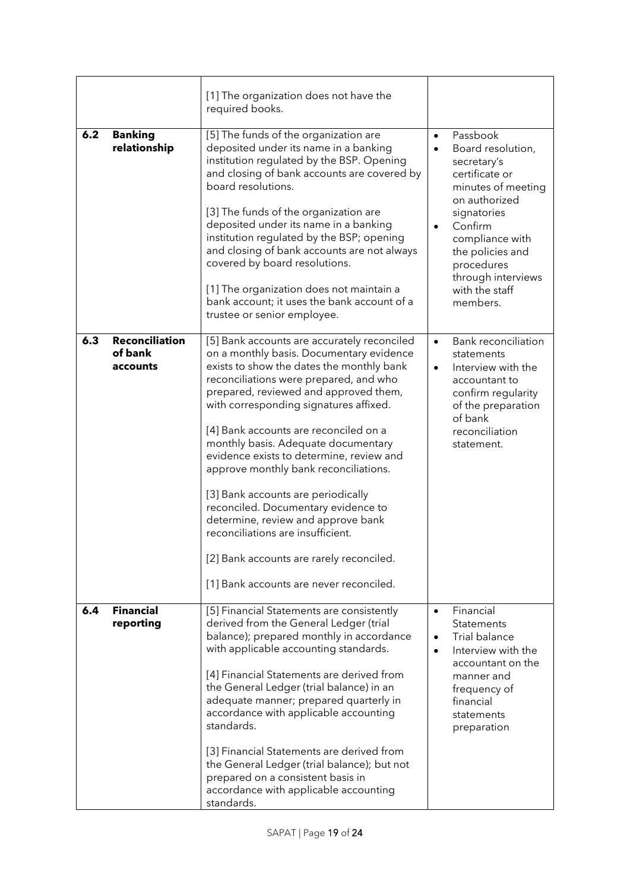| | | | |
|---|---|---|---|
| | | [1] The organization does not have the required books. | |
| 6.2 | **Banking relationship** | [5] The funds of the organization are deposited under its name in a banking institution regulated by the BSP. Opening and closing of bank accounts are covered by board resolutions.<br><br>[3] The funds of the organization are deposited under its name in a banking institution regulated by the BSP; opening and closing of bank accounts are not always covered by board resolutions.<br><br>[1] The organization does not maintain a bank account; it uses the bank account of a trustee or senior employee. | • Passbook<br>• Board resolution, secretary's certificate or minutes of meeting on authorized signatories<br>• Confirm compliance with the policies and procedures through interviews with the staff members. |
| 6.3 | **Reconciliation of bank accounts** | [5] Bank accounts are accurately reconciled on a monthly basis. Documentary evidence exists to show the dates the monthly bank reconciliations were prepared, and who prepared, reviewed and approved them, with corresponding signatures affixed.<br><br>[4] Bank accounts are reconciled on a monthly basis. Adequate documentary evidence exists to determine, review and approve monthly bank reconciliations.<br><br>[3] Bank accounts are periodically reconciled. Documentary evidence to determine, review and approve bank reconciliations are insufficient.<br><br>[2] Bank accounts are rarely reconciled.<br><br>[1] Bank accounts are never reconciled. | • Bank reconciliation statements<br>• Interview with the accountant to confirm regularity of the preparation of bank reconciliation statement. |
| 6.4 | **Financial reporting** | [5] Financial Statements are consistently derived from the General Ledger (trial balance); prepared monthly in accordance with applicable accounting standards.<br><br>[4] Financial Statements are derived from the General Ledger (trial balance) in an adequate manner; prepared quarterly in accordance with applicable accounting standards.<br><br>[3] Financial Statements are derived from the General Ledger (trial balance); but not prepared on a consistent basis in accordance with applicable accounting standards. | • Financial Statements<br>• Trial balance<br>• Interview with the accountant on the manner and frequency of financial statements preparation |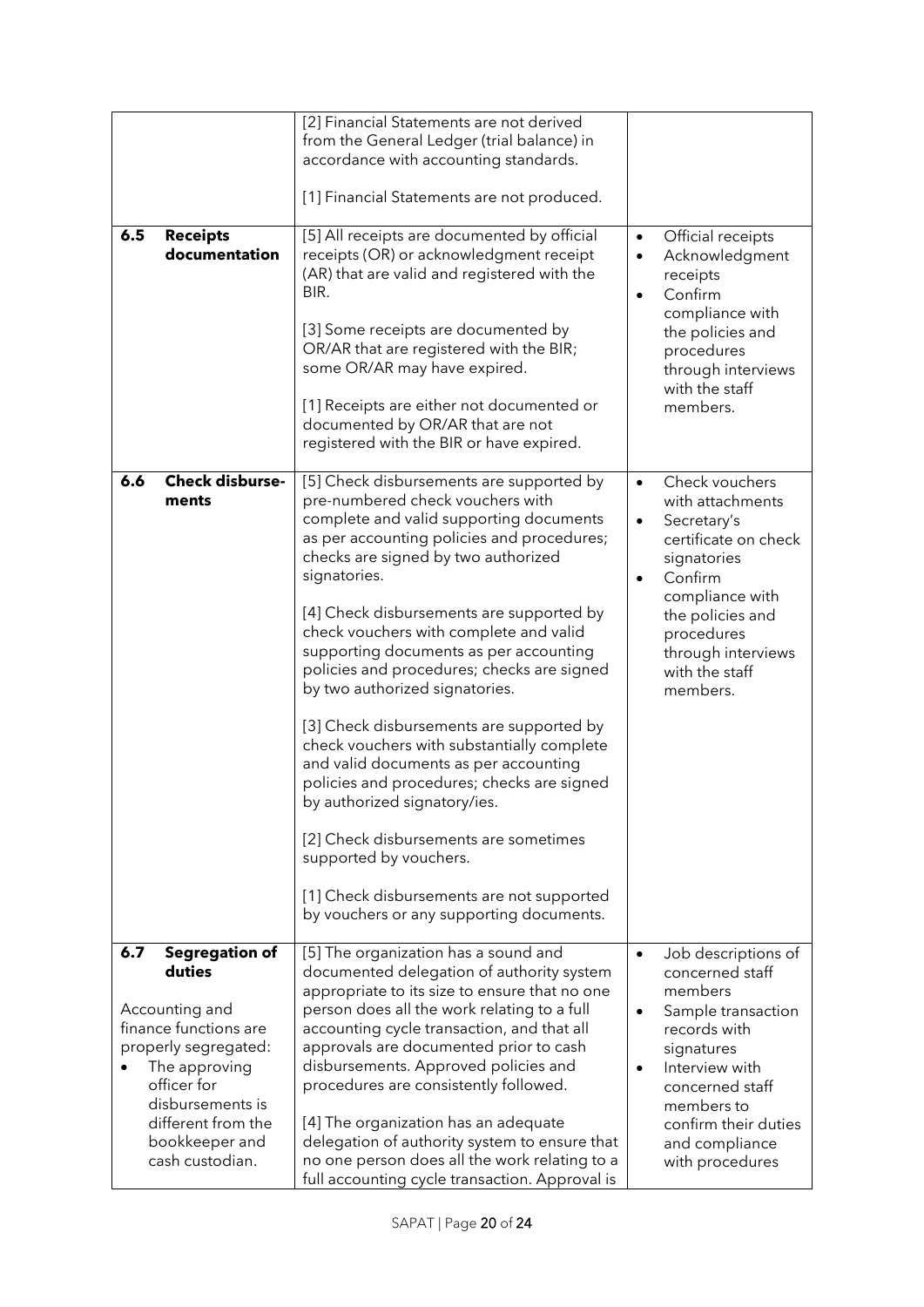| | | | |
|---|---|---|---|
| | | [2] Financial Statements are not derived from the General Ledger (trial balance) in accordance with accounting standards.<br><br>[1] Financial Statements are not produced. | |
| **6.5** | **Receipts documentation** | [5] All receipts are documented by official receipts (OR) or acknowledgment receipt (AR) that are valid and registered with the BIR.<br><br>[3] Some receipts are documented by OR/AR that are registered with the BIR; some OR/AR may have expired.<br><br>[1] Receipts are either not documented or documented by OR/AR that are not registered with the BIR or have expired. | • Official receipts<br>• Acknowledgment receipts<br>• Confirm compliance with the policies and procedures through interviews with the staff members. |
| **6.6** | **Check disburse-ments** | [5] Check disbursements are supported by pre-numbered check vouchers with complete and valid supporting documents as per accounting policies and procedures; checks are signed by two authorized signatories.<br><br>[4] Check disbursements are supported by check vouchers with complete and valid supporting documents as per accounting policies and procedures; checks are signed by two authorized signatories.<br><br>[3] Check disbursements are supported by check vouchers with substantially complete and valid documents as per accounting policies and procedures; checks are signed by authorized signatory/ies.<br><br>[2] Check disbursements are sometimes supported by vouchers.<br><br>[1] Check disbursements are not supported by vouchers or any supporting documents. | • Check vouchers with attachments<br>• Secretary's certificate on check signatories<br>• Confirm compliance with the policies and procedures through interviews with the staff members. |
| **6.7** | **Segregation of duties**<br><br>Accounting and finance functions are properly segregated:<br>• The approving officer for disbursements is different from the bookkeeper and cash custodian. | [5] The organization has a sound and documented delegation of authority system appropriate to its size to ensure that no one person does all the work relating to a full accounting cycle transaction, and that all approvals are documented prior to cash disbursements. Approved policies and procedures are consistently followed.<br><br>[4] The organization has an adequate delegation of authority system to ensure that no one person does all the work relating to a full accounting cycle transaction. Approval is | • Job descriptions of concerned staff members<br>• Sample transaction records with signatures<br>• Interview with concerned staff members to confirm their duties and compliance with procedures |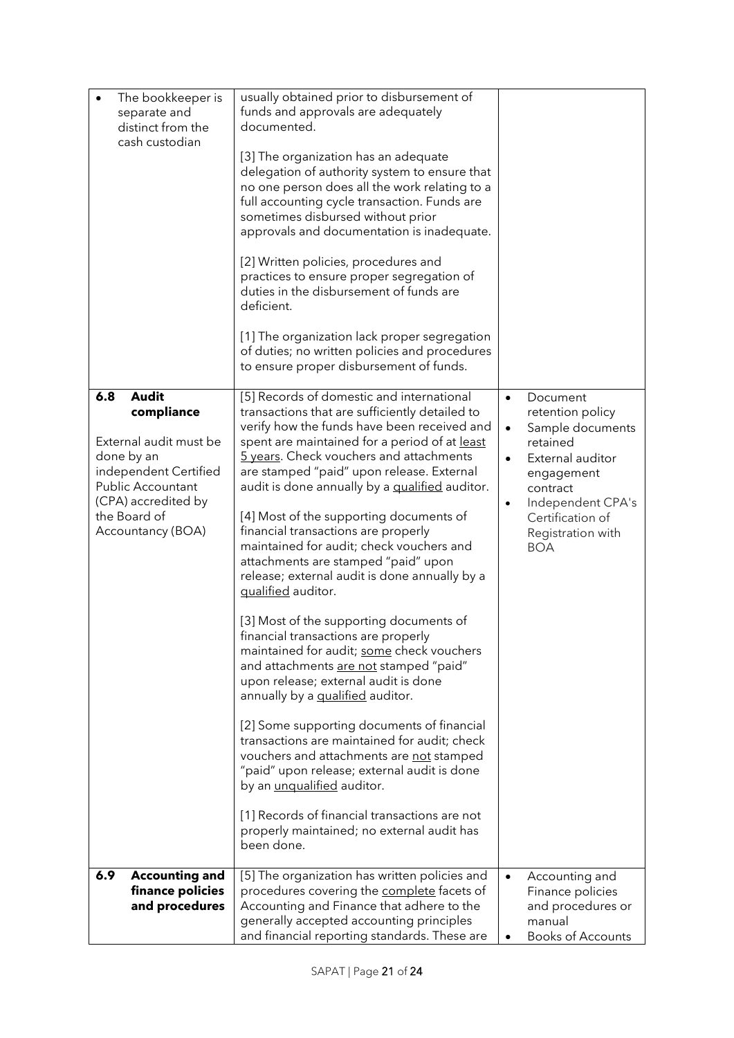| | | |
|---|---|---|
| • The bookkeeper is separate and distinct from the cash custodian | usually obtained prior to disbursement of funds and approvals are adequately documented.<br><br>[3] The organization has an adequate delegation of authority system to ensure that no one person does all the work relating to a full accounting cycle transaction. Funds are sometimes disbursed without prior approvals and documentation is inadequate.<br><br>[2] Written policies, procedures and practices to ensure proper segregation of duties in the disbursement of funds are deficient.<br><br>[1] The organization lack proper segregation of duties; no written policies and procedures to ensure proper disbursement of funds. | |
| **6.8 Audit compliance**<br><br>External audit must be done by an independent Certified Public Accountant (CPA) accredited by the Board of Accountancy (BOA) | [5] Records of domestic and international transactions that are sufficiently detailed to verify how the funds have been received and spent are maintained for a period of at least 5 years. Check vouchers and attachments are stamped "paid" upon release. External audit is done annually by a qualified auditor.<br><br>[4] Most of the supporting documents of financial transactions are properly maintained for audit; check vouchers and attachments are stamped "paid" upon release; external audit is done annually by a qualified auditor.<br><br>[3] Most of the supporting documents of financial transactions are properly maintained for audit; some check vouchers and attachments are not stamped "paid" upon release; external audit is done annually by a qualified auditor.<br><br>[2] Some supporting documents of financial transactions are maintained for audit; check vouchers and attachments are not stamped "paid" upon release; external audit is done by an unqualified auditor.<br><br>[1] Records of financial transactions are not properly maintained; no external audit has been done. | • Document retention policy<br>• Sample documents retained<br>• External auditor engagement contract<br>• Independent CPA's Certification of Registration with BOA |
| **6.9 Accounting and finance policies and procedures** | [5] The organization has written policies and procedures covering the complete facets of Accounting and Finance that adhere to the generally accepted accounting principles and financial reporting standards. These are | • Accounting and Finance policies and procedures or manual<br>• Books of Accounts |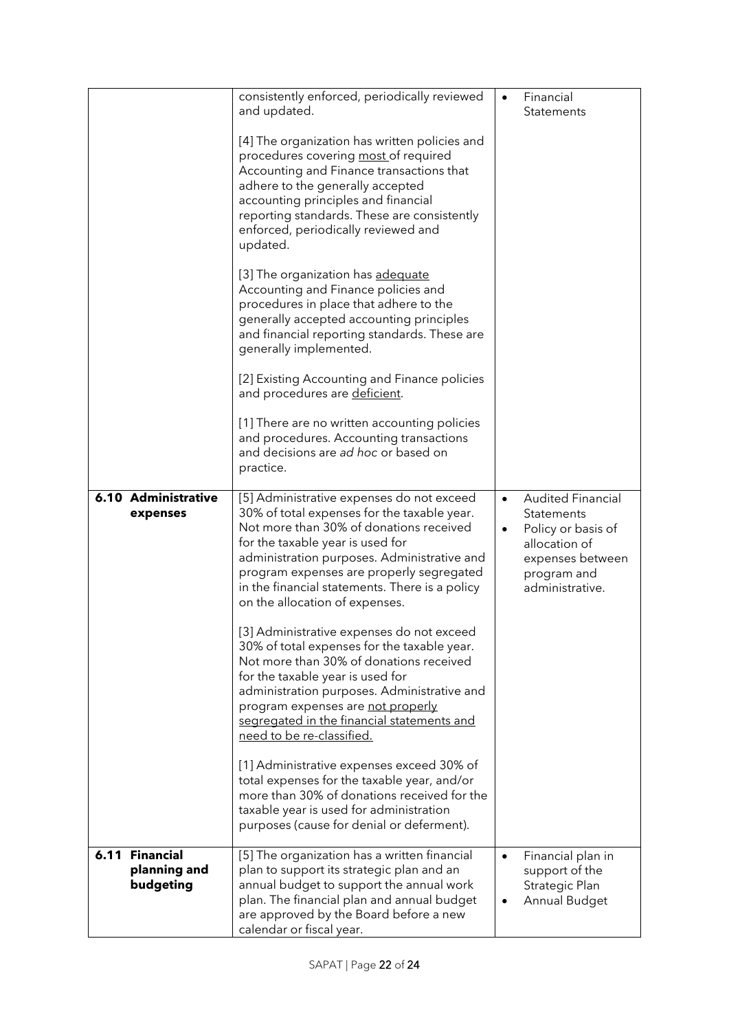| | | |
|---|---|---|
| | consistently enforced, periodically reviewed and updated.<br><br>[4] The organization has written policies and procedures covering <u>most</u> of required Accounting and Finance transactions that adhere to the generally accepted accounting principles and financial reporting standards. These are consistently enforced, periodically reviewed and updated.<br><br>[3] The organization has <u>adequate</u> Accounting and Finance policies and procedures in place that adhere to the generally accepted accounting principles and financial reporting standards. These are generally implemented.<br><br>[2] Existing Accounting and Finance policies and procedures are <u>deficient</u>.<br><br>[1] There are no written accounting policies and procedures. Accounting transactions and decisions are *ad hoc* or based on practice. | • Financial Statements |
| **6.10 Administrative expenses** | [5] Administrative expenses do not exceed 30% of total expenses for the taxable year. Not more than 30% of donations received for the taxable year is used for administration purposes. Administrative and program expenses are properly segregated in the financial statements. There is a policy on the allocation of expenses.<br><br>[3] Administrative expenses do not exceed 30% of total expenses for the taxable year. Not more than 30% of donations received for the taxable year is used for administration purposes. Administrative and program expenses are <u>not properly segregated in the financial statements and need to be re-classified.</u><br><br>[1] Administrative expenses exceed 30% of total expenses for the taxable year, and/or more than 30% of donations received for the taxable year is used for administration purposes (cause for denial or deferment). | • Audited Financial Statements<br>• Policy or basis of allocation of expenses between program and administrative. |
| **6.11 Financial planning and budgeting** | [5] The organization has a written financial plan to support its strategic plan and an annual budget to support the annual work plan. The financial plan and annual budget are approved by the Board before a new calendar or fiscal year. | • Financial plan in support of the Strategic Plan<br>• Annual Budget |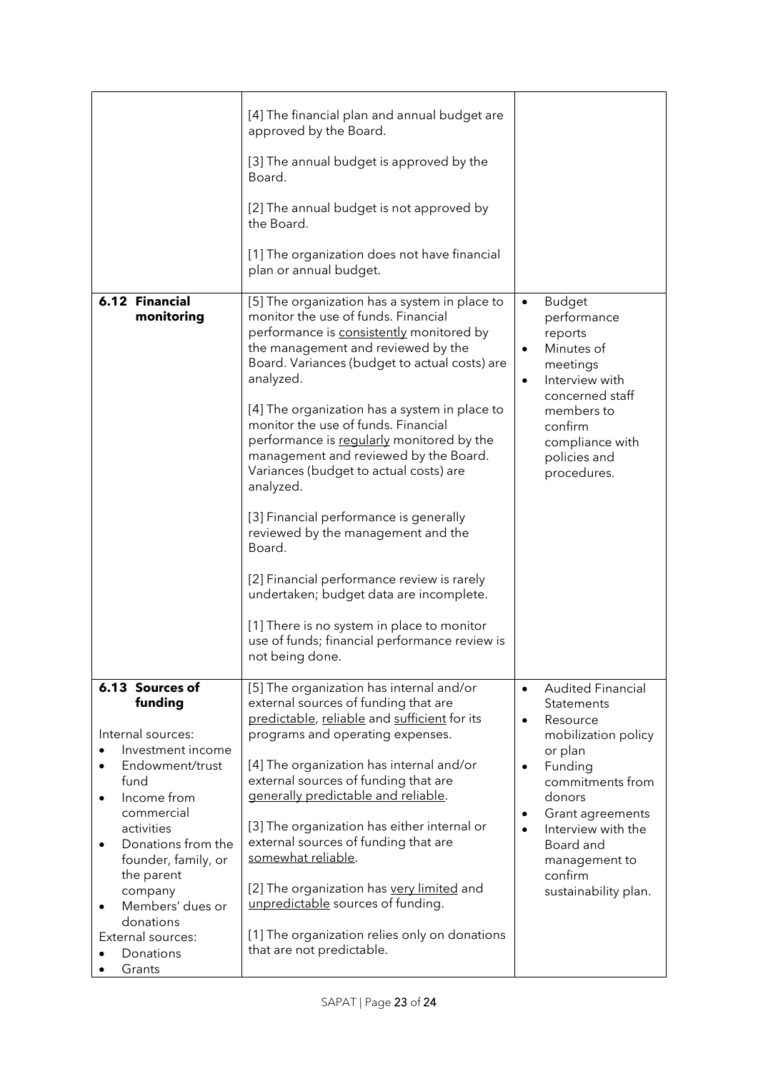| | | |
|---|---|---|
| | [4] The financial plan and annual budget are approved by the Board.<br><br>[3] The annual budget is approved by the Board.<br><br>[2] The annual budget is not approved by the Board.<br><br>[1] The organization does not have financial plan or annual budget. | |
| **6.12 Financial monitoring** | [5] The organization has a system in place to monitor the use of funds. Financial performance is <u>consistently</u> monitored by the management and reviewed by the Board. Variances (budget to actual costs) are analyzed.<br><br>[4] The organization has a system in place to monitor the use of funds. Financial performance is <u>regularly</u> monitored by the management and reviewed by the Board. Variances (budget to actual costs) are analyzed.<br><br>[3] Financial performance is generally reviewed by the management and the Board.<br><br>[2] Financial performance review is rarely undertaken; budget data are incomplete.<br><br>[1] There is no system in place to monitor use of funds; financial performance review is not being done. | • Budget performance reports<br>• Minutes of meetings<br>• Interview with concerned staff members to confirm compliance with policies and procedures. |
| **6.13 Sources of funding**<br><br>Internal sources:<br>• Investment income<br>• Endowment/trust fund<br>• Income from commercial activities<br>• Donations from the founder, family, or the parent company<br>• Members' dues or donations<br>External sources:<br>• Donations<br>• Grants | [5] The organization has internal and/or external sources of funding that are <u>predictable</u>, <u>reliable</u> and <u>sufficient</u> for its programs and operating expenses.<br><br>[4] The organization has internal and/or external sources of funding that are <u>generally predictable and reliable</u>.<br><br>[3] The organization has either internal or external sources of funding that are <u>somewhat reliable</u>.<br><br>[2] The organization has <u>very limited</u> and <u>unpredictable</u> sources of funding.<br><br>[1] The organization relies only on donations that are not predictable. | • Audited Financial Statements<br>• Resource mobilization policy or plan<br>• Funding commitments from donors<br>• Grant agreements<br>• Interview with the Board and management to confirm sustainability plan. |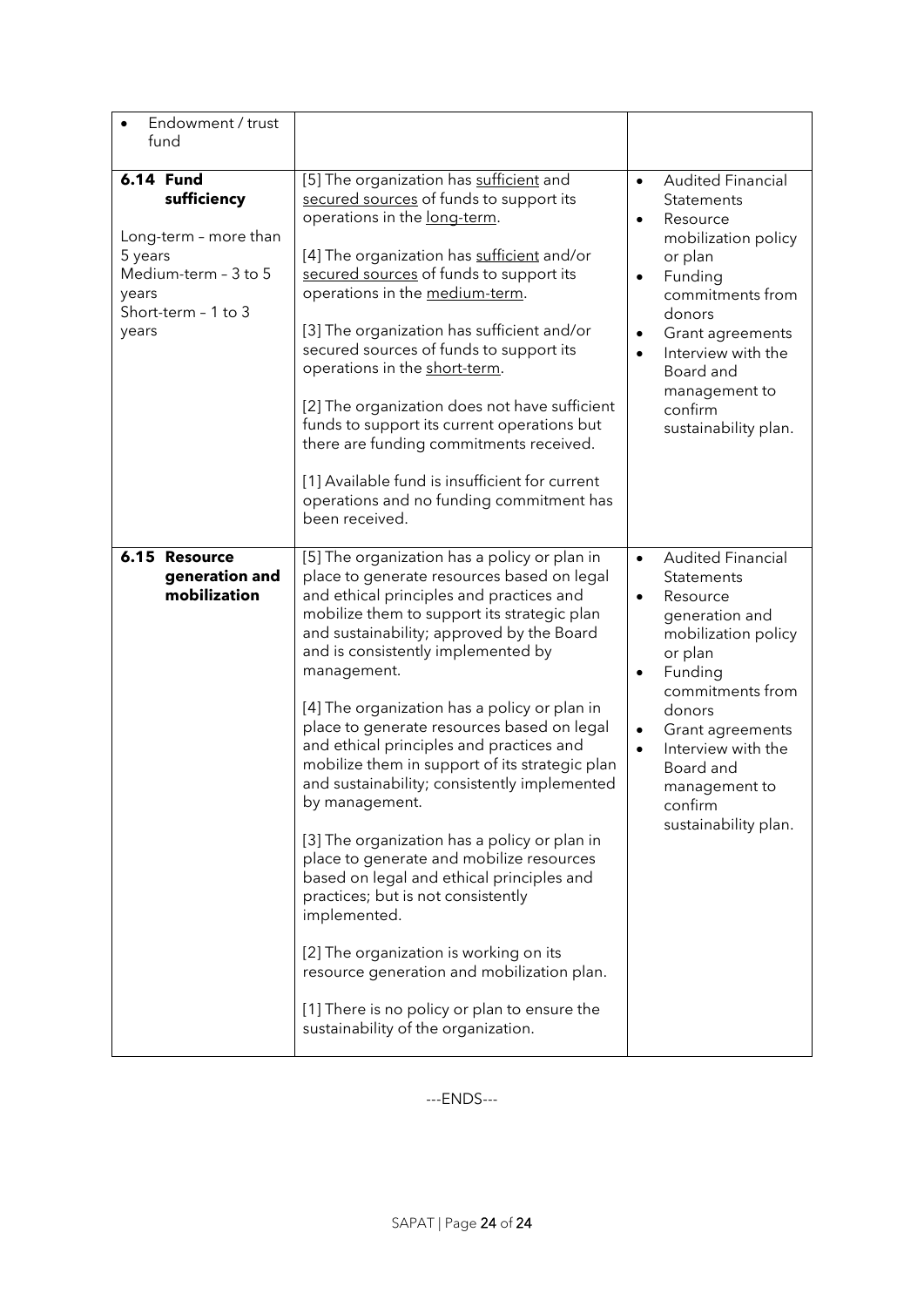| | | |
|---|---|---|
| • Endowment / trust fund | | |
| **6.14 Fund sufficiency**<br><br>Long-term – more than 5 years<br>Medium-term – 3 to 5 years<br>Short-term – 1 to 3 years | [5] The organization has sufficient and secured sources of funds to support its operations in the long-term.<br><br>[4] The organization has sufficient and/or secured sources of funds to support its operations in the medium-term.<br><br>[3] The organization has sufficient and/or secured sources of funds to support its operations in the short-term.<br><br>[2] The organization does not have sufficient funds to support its current operations but there are funding commitments received.<br><br>[1] Available fund is insufficient for current operations and no funding commitment has been received. | • Audited Financial Statements<br>• Resource mobilization policy or plan<br>• Funding commitments from donors<br>• Grant agreements<br>• Interview with the Board and management to confirm sustainability plan. |
| **6.15 Resource generation and mobilization** | [5] The organization has a policy or plan in place to generate resources based on legal and ethical principles and practices and mobilize them to support its strategic plan and sustainability; approved by the Board and is consistently implemented by management.<br><br>[4] The organization has a policy or plan in place to generate resources based on legal and ethical principles and practices and mobilize them in support of its strategic plan and sustainability; consistently implemented by management.<br><br>[3] The organization has a policy or plan in place to generate and mobilize resources based on legal and ethical principles and practices; but is not consistently implemented.<br><br>[2] The organization is working on its resource generation and mobilization plan.<br><br>[1] There is no policy or plan to ensure the sustainability of the organization. | • Audited Financial Statements<br>• Resource generation and mobilization policy or plan<br>• Funding commitments from donors<br>• Grant agreements<br>• Interview with the Board and management to confirm sustainability plan. |

---ENDS---